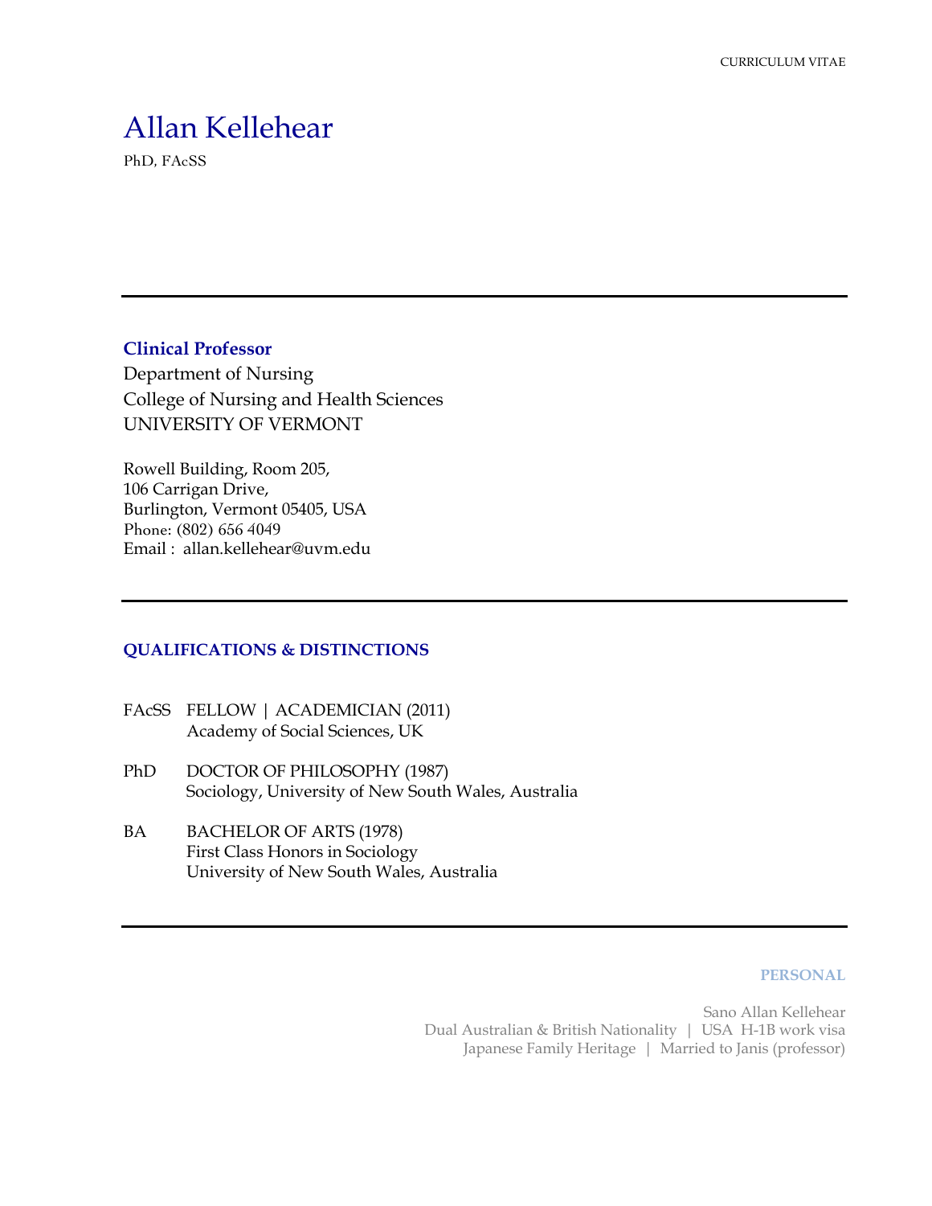CURRICULUM VITAE

# Allan Kellehear

PhD, FAcSS

---

**Clinical Professor**
Department of Nursing
College of Nursing and Health Sciences
UNIVERSITY OF VERMONT

Rowell Building, Room 205,
106 Carrigan Drive,
Burlington, Vermont 05405, USA
Phone: (802) 656 4049
Email : allan.kellehear@uvm.edu

---

## QUALIFICATIONS & DISTINCTIONS

FAcSS FELLOW | ACADEMICIAN (2011)
Academy of Social Sciences, UK

PhD DOCTOR OF PHILOSOPHY (1987)
Sociology, University of New South Wales, Australia

BA BACHELOR OF ARTS (1978)
First Class Honors in Sociology
University of New South Wales, Australia

---

**PERSONAL**

Sano Allan Kellehear
Dual Australian & British Nationality | USA H-1B work visa
Japanese Family Heritage | Married to Janis (professor)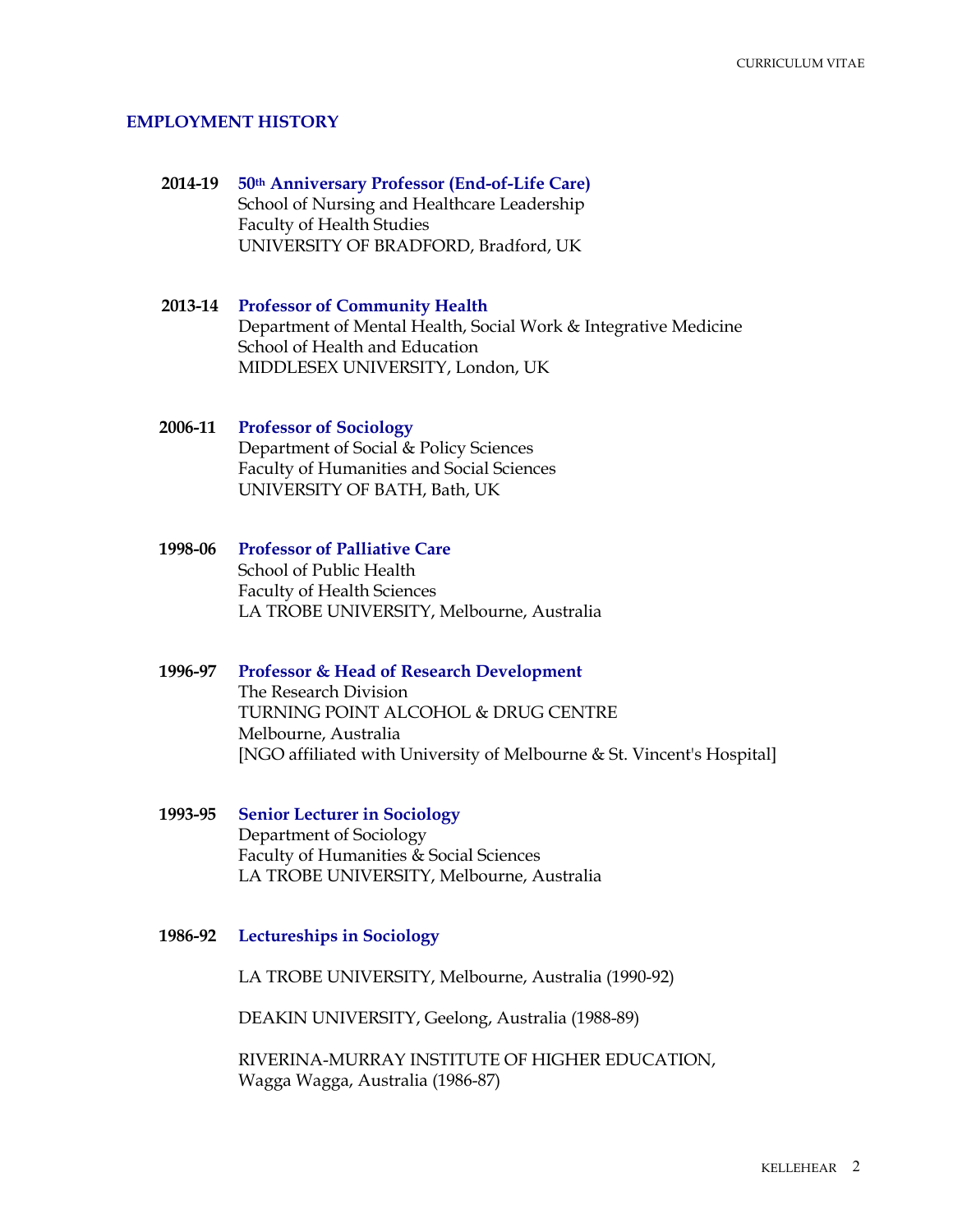## EMPLOYMENT HISTORY

**2014-19** **50th Anniversary Professor (End-of-Life Care)**
School of Nursing and Healthcare Leadership
Faculty of Health Studies
UNIVERSITY OF BRADFORD, Bradford, UK

**2013-14** **Professor of Community Health**
Department of Mental Health, Social Work & Integrative Medicine
School of Health and Education
MIDDLESEX UNIVERSITY, London, UK

**2006-11** **Professor of Sociology**
Department of Social & Policy Sciences
Faculty of Humanities and Social Sciences
UNIVERSITY OF BATH, Bath, UK

**1998-06** **Professor of Palliative Care**
School of Public Health
Faculty of Health Sciences
LA TROBE UNIVERSITY, Melbourne, Australia

**1996-97** **Professor & Head of Research Development**
The Research Division
TURNING POINT ALCOHOL & DRUG CENTRE
Melbourne, Australia
[NGO affiliated with University of Melbourne & St. Vincent's Hospital]

**1993-95** **Senior Lecturer in Sociology**
Department of Sociology
Faculty of Humanities & Social Sciences
LA TROBE UNIVERSITY, Melbourne, Australia

**1986-92** **Lectureships in Sociology**

LA TROBE UNIVERSITY, Melbourne, Australia (1990-92)

DEAKIN UNIVERSITY, Geelong, Australia (1988-89)

RIVERINA-MURRAY INSTITUTE OF HIGHER EDUCATION,
Wagga Wagga, Australia (1986-87)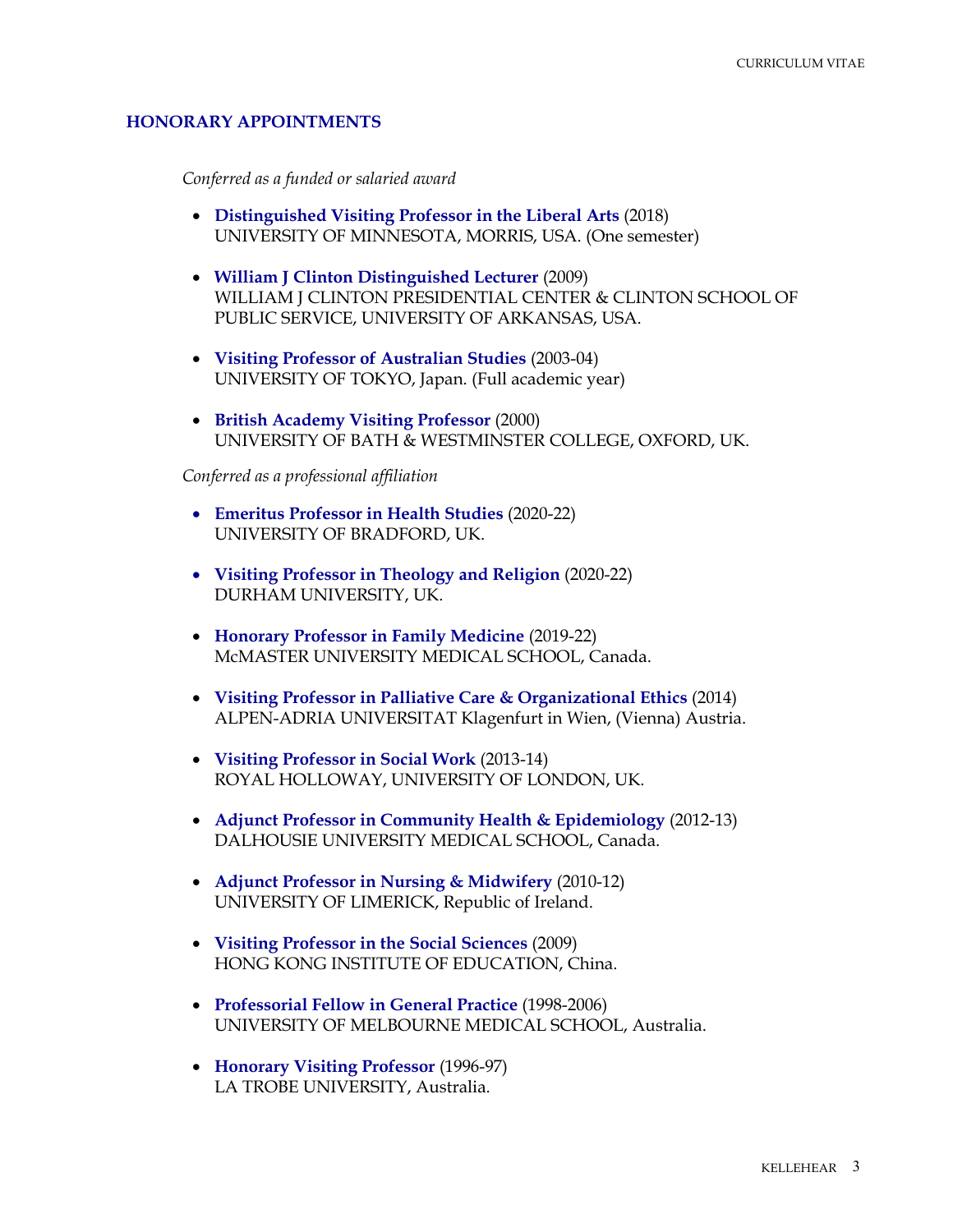## HONORARY APPOINTMENTS

*Conferred as a funded or salaried award*

- **Distinguished Visiting Professor in the Liberal Arts** (2018)
  UNIVERSITY OF MINNESOTA, MORRIS, USA. (One semester)
- **William J Clinton Distinguished Lecturer** (2009)
  WILLIAM J CLINTON PRESIDENTIAL CENTER & CLINTON SCHOOL OF PUBLIC SERVICE, UNIVERSITY OF ARKANSAS, USA.
- **Visiting Professor of Australian Studies** (2003-04)
  UNIVERSITY OF TOKYO, Japan. (Full academic year)
- **British Academy Visiting Professor** (2000)
  UNIVERSITY OF BATH & WESTMINSTER COLLEGE, OXFORD, UK.

*Conferred as a professional affiliation*

- **Emeritus Professor in Health Studies** (2020-22)
  UNIVERSITY OF BRADFORD, UK.
- **Visiting Professor in Theology and Religion** (2020-22)
  DURHAM UNIVERSITY, UK.
- **Honorary Professor in Family Medicine** (2019-22)
  McMASTER UNIVERSITY MEDICAL SCHOOL, Canada.
- **Visiting Professor in Palliative Care & Organizational Ethics** (2014)
  ALPEN-ADRIA UNIVERSITAT Klagenfurt in Wien, (Vienna) Austria.
- **Visiting Professor in Social Work** (2013-14)
  ROYAL HOLLOWAY, UNIVERSITY OF LONDON, UK.
- **Adjunct Professor in Community Health & Epidemiology** (2012-13)
  DALHOUSIE UNIVERSITY MEDICAL SCHOOL, Canada.
- **Adjunct Professor in Nursing & Midwifery** (2010-12)
  UNIVERSITY OF LIMERICK, Republic of Ireland.
- **Visiting Professor in the Social Sciences** (2009)
  HONG KONG INSTITUTE OF EDUCATION, China.
- **Professorial Fellow in General Practice** (1998-2006)
  UNIVERSITY OF MELBOURNE MEDICAL SCHOOL, Australia.
- **Honorary Visiting Professor** (1996-97)
  LA TROBE UNIVERSITY, Australia.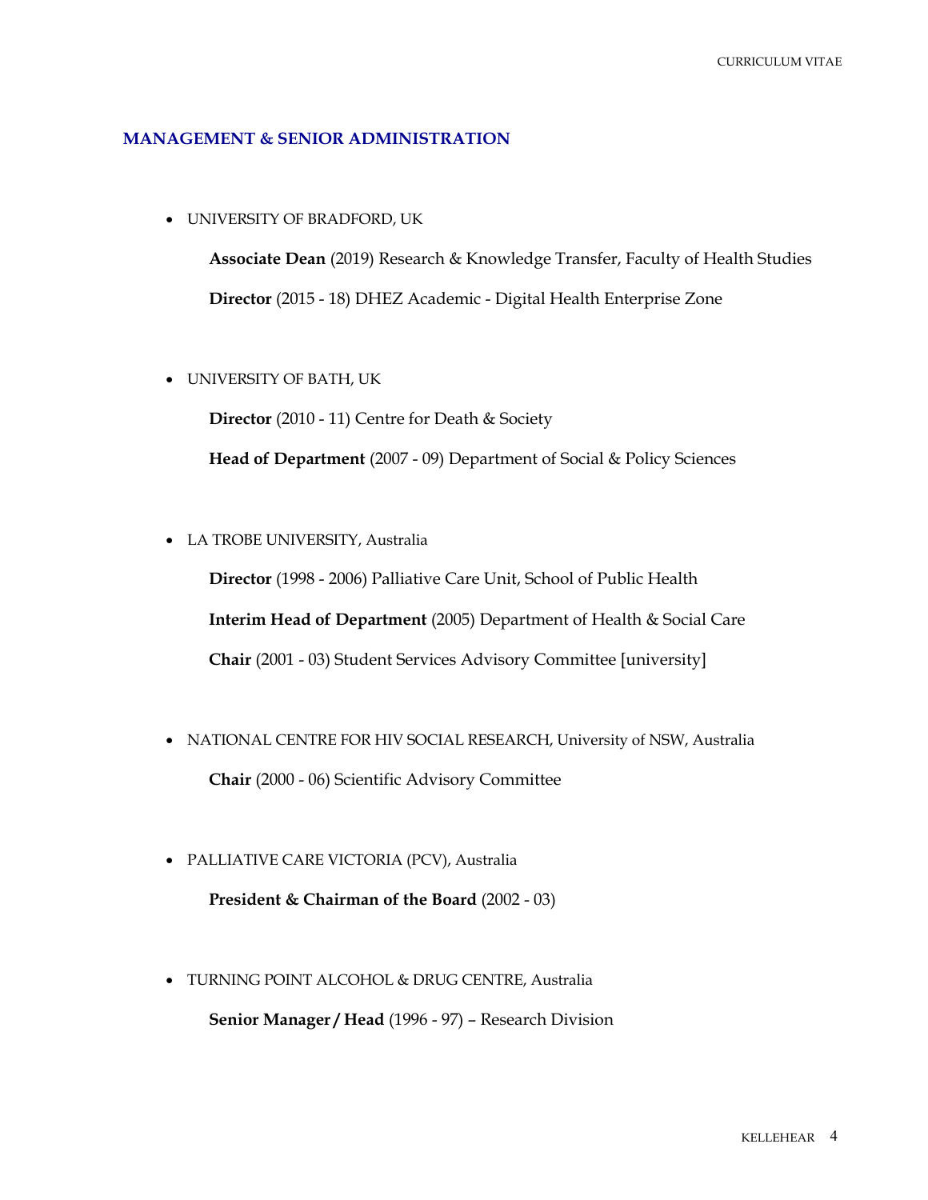## MANAGEMENT & SENIOR ADMINISTRATION

- UNIVERSITY OF BRADFORD, UK

  **Associate Dean** (2019) Research & Knowledge Transfer, Faculty of Health Studies

  **Director** (2015 - 18) DHEZ Academic - Digital Health Enterprise Zone

- UNIVERSITY OF BATH, UK

  **Director** (2010 - 11) Centre for Death & Society

  **Head of Department** (2007 - 09) Department of Social & Policy Sciences

- LA TROBE UNIVERSITY, Australia

  **Director** (1998 - 2006) Palliative Care Unit, School of Public Health

  **Interim Head of Department** (2005) Department of Health & Social Care

  **Chair** (2001 - 03) Student Services Advisory Committee [university]

- NATIONAL CENTRE FOR HIV SOCIAL RESEARCH, University of NSW, Australia

  **Chair** (2000 - 06) Scientific Advisory Committee

- PALLIATIVE CARE VICTORIA (PCV), Australia

  **President & Chairman of the Board** (2002 - 03)

- TURNING POINT ALCOHOL & DRUG CENTRE, Australia

  **Senior Manager / Head** (1996 - 97) – Research Division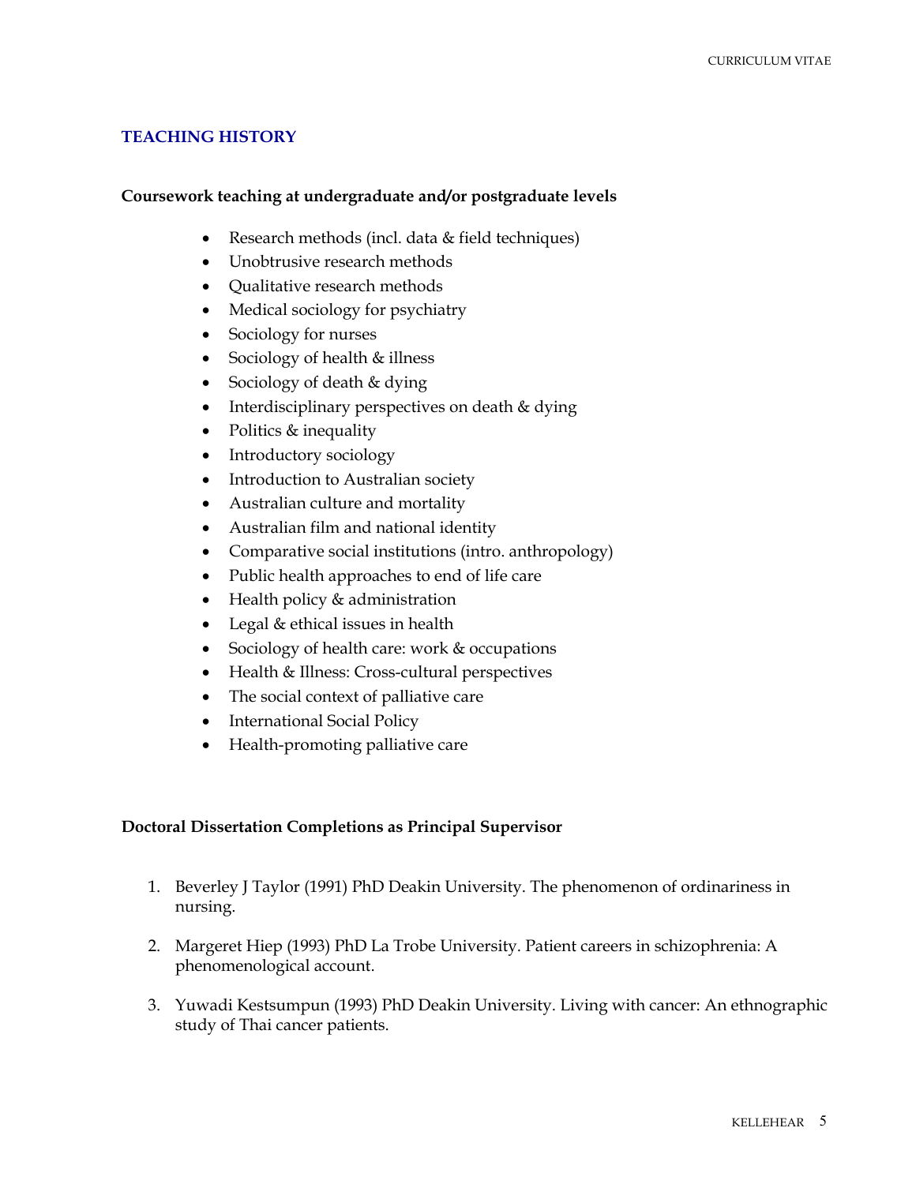## TEACHING HISTORY

**Coursework teaching at undergraduate and/or postgraduate levels**

- Research methods (incl. data & field techniques)
- Unobtrusive research methods
- Qualitative research methods
- Medical sociology for psychiatry
- Sociology for nurses
- Sociology of health & illness
- Sociology of death & dying
- Interdisciplinary perspectives on death & dying
- Politics & inequality
- Introductory sociology
- Introduction to Australian society
- Australian culture and mortality
- Australian film and national identity
- Comparative social institutions (intro. anthropology)
- Public health approaches to end of life care
- Health policy & administration
- Legal & ethical issues in health
- Sociology of health care: work & occupations
- Health & Illness: Cross-cultural perspectives
- The social context of palliative care
- International Social Policy
- Health-promoting palliative care

**Doctoral Dissertation Completions as Principal Supervisor**

1. Beverley J Taylor (1991) PhD Deakin University. The phenomenon of ordinariness in nursing.

2. Margeret Hiep (1993) PhD La Trobe University. Patient careers in schizophrenia: A phenomenological account.

3. Yuwadi Kestsumpun (1993) PhD Deakin University. Living with cancer: An ethnographic study of Thai cancer patients.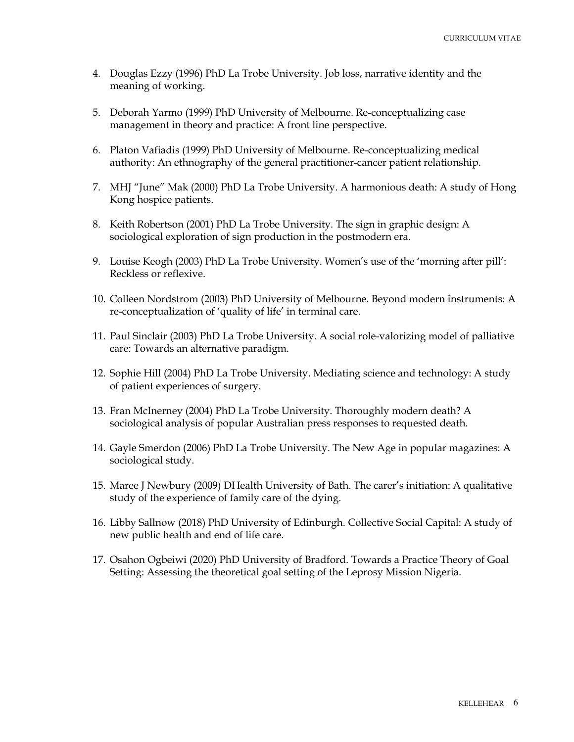4. Douglas Ezzy (1996) PhD La Trobe University. Job loss, narrative identity and the meaning of working.

5. Deborah Yarmo (1999) PhD University of Melbourne. Re-conceptualizing case management in theory and practice: A front line perspective.

6. Platon Vafiadis (1999) PhD University of Melbourne. Re-conceptualizing medical authority: An ethnography of the general practitioner-cancer patient relationship.

7. MHJ "June" Mak (2000) PhD La Trobe University. A harmonious death: A study of Hong Kong hospice patients.

8. Keith Robertson (2001) PhD La Trobe University. The sign in graphic design: A sociological exploration of sign production in the postmodern era.

9. Louise Keogh (2003) PhD La Trobe University. Women's use of the 'morning after pill': Reckless or reflexive.

10. Colleen Nordstrom (2003) PhD University of Melbourne. Beyond modern instruments: A re-conceptualization of 'quality of life' in terminal care.

11. Paul Sinclair (2003) PhD La Trobe University. A social role-valorizing model of palliative care: Towards an alternative paradigm.

12. Sophie Hill (2004) PhD La Trobe University. Mediating science and technology: A study of patient experiences of surgery.

13. Fran McInerney (2004) PhD La Trobe University. Thoroughly modern death? A sociological analysis of popular Australian press responses to requested death.

14. Gayle Smerdon (2006) PhD La Trobe University. The New Age in popular magazines: A sociological study.

15. Maree J Newbury (2009) DHealth University of Bath. The carer's initiation: A qualitative study of the experience of family care of the dying.

16. Libby Sallnow (2018) PhD University of Edinburgh. Collective Social Capital: A study of new public health and end of life care.

17. Osahon Ogbeiwi (2020) PhD University of Bradford. Towards a Practice Theory of Goal Setting: Assessing the theoretical goal setting of the Leprosy Mission Nigeria.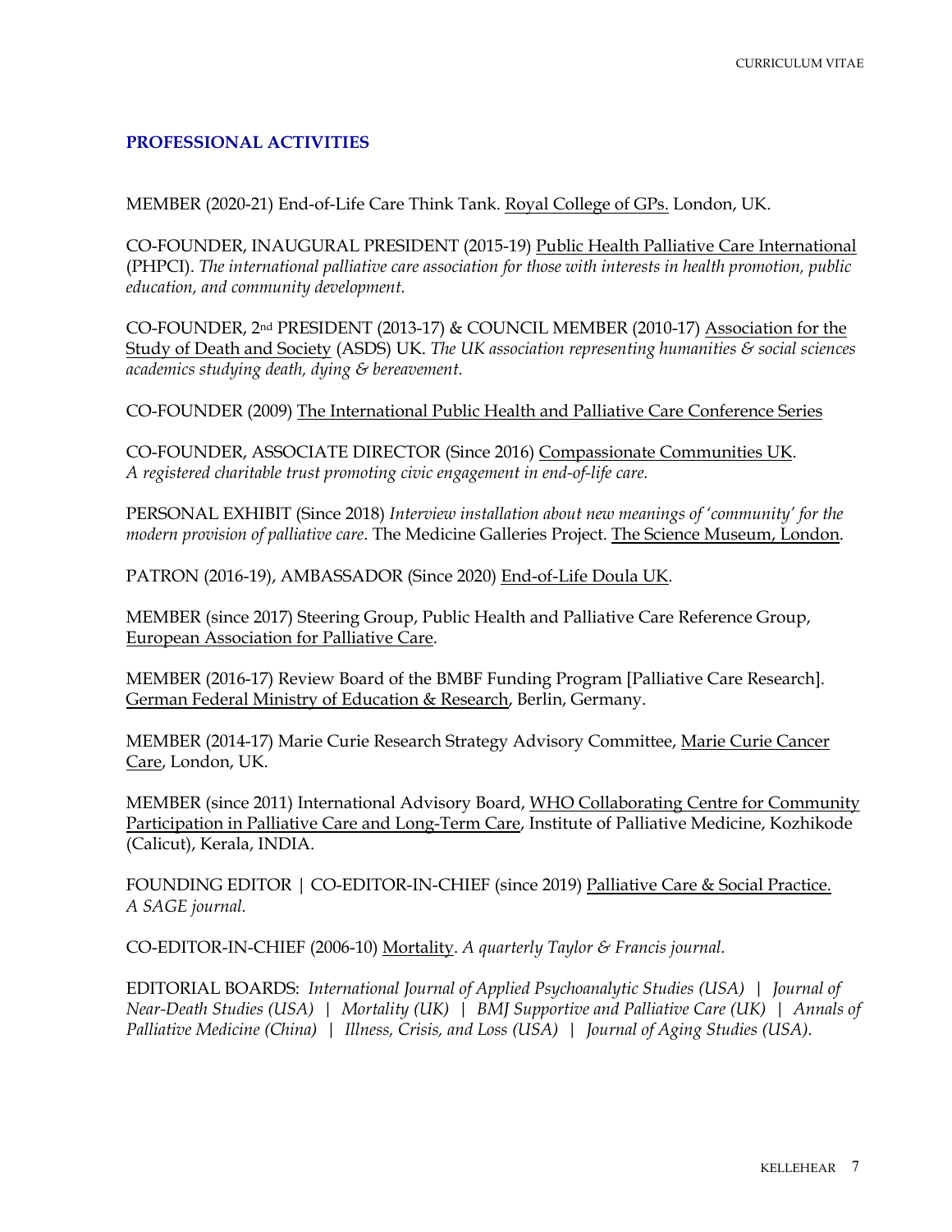## PROFESSIONAL ACTIVITIES

MEMBER (2020-21) End-of-Life Care Think Tank. Royal College of GPs. London, UK.

CO-FOUNDER, INAUGURAL PRESIDENT (2015-19) Public Health Palliative Care International (PHPCI). *The international palliative care association for those with interests in health promotion, public education, and community development.*

CO-FOUNDER, 2nd PRESIDENT (2013-17) & COUNCIL MEMBER (2010-17) Association for the Study of Death and Society (ASDS) UK. *The UK association representing humanities & social sciences academics studying death, dying & bereavement.*

CO-FOUNDER (2009) The International Public Health and Palliative Care Conference Series

CO-FOUNDER, ASSOCIATE DIRECTOR (Since 2016) Compassionate Communities UK. *A registered charitable trust promoting civic engagement in end-of-life care.*

PERSONAL EXHIBIT (Since 2018) *Interview installation about new meanings of 'community' for the modern provision of palliative care*. The Medicine Galleries Project. The Science Museum, London.

PATRON (2016-19), AMBASSADOR (Since 2020) End-of-Life Doula UK.

MEMBER (since 2017) Steering Group, Public Health and Palliative Care Reference Group, European Association for Palliative Care.

MEMBER (2016-17) Review Board of the BMBF Funding Program [Palliative Care Research]. German Federal Ministry of Education & Research, Berlin, Germany.

MEMBER (2014-17) Marie Curie Research Strategy Advisory Committee, Marie Curie Cancer Care, London, UK.

MEMBER (since 2011) International Advisory Board, WHO Collaborating Centre for Community Participation in Palliative Care and Long-Term Care, Institute of Palliative Medicine, Kozhikode (Calicut), Kerala, INDIA.

FOUNDING EDITOR | CO-EDITOR-IN-CHIEF (since 2019) Palliative Care & Social Practice. *A SAGE journal.*

CO-EDITOR-IN-CHIEF (2006-10) Mortality. *A quarterly Taylor & Francis journal.*

EDITORIAL BOARDS: *International Journal of Applied Psychoanalytic Studies (USA) | Journal of Near-Death Studies (USA) | Mortality (UK) | BMJ Supportive and Palliative Care (UK) | Annals of Palliative Medicine (China) | Illness, Crisis, and Loss (USA) | Journal of Aging Studies (USA).*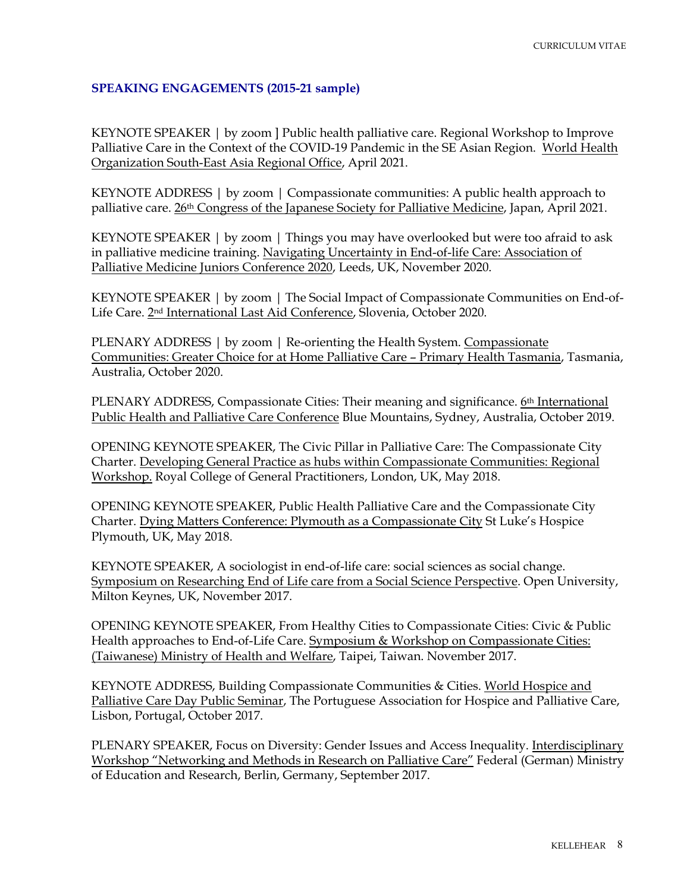## SPEAKING ENGAGEMENTS (2015-21 sample)

KEYNOTE SPEAKER | by zoom ] Public health palliative care. Regional Workshop to Improve Palliative Care in the Context of the COVID-19 Pandemic in the SE Asian Region. World Health Organization South-East Asia Regional Office, April 2021.

KEYNOTE ADDRESS | by zoom | Compassionate communities: A public health approach to palliative care. 26th Congress of the Japanese Society for Palliative Medicine, Japan, April 2021.

KEYNOTE SPEAKER | by zoom | Things you may have overlooked but were too afraid to ask in palliative medicine training. Navigating Uncertainty in End-of-life Care: Association of Palliative Medicine Juniors Conference 2020, Leeds, UK, November 2020.

KEYNOTE SPEAKER | by zoom | The Social Impact of Compassionate Communities on End-of-Life Care. 2nd International Last Aid Conference, Slovenia, October 2020.

PLENARY ADDRESS | by zoom | Re-orienting the Health System. Compassionate Communities: Greater Choice for at Home Palliative Care – Primary Health Tasmania, Tasmania, Australia, October 2020.

PLENARY ADDRESS, Compassionate Cities: Their meaning and significance. 6th International Public Health and Palliative Care Conference Blue Mountains, Sydney, Australia, October 2019.

OPENING KEYNOTE SPEAKER, The Civic Pillar in Palliative Care: The Compassionate City Charter. Developing General Practice as hubs within Compassionate Communities: Regional Workshop. Royal College of General Practitioners, London, UK, May 2018.

OPENING KEYNOTE SPEAKER, Public Health Palliative Care and the Compassionate City Charter. Dying Matters Conference: Plymouth as a Compassionate City St Luke's Hospice Plymouth, UK, May 2018.

KEYNOTE SPEAKER, A sociologist in end-of-life care: social sciences as social change. Symposium on Researching End of Life care from a Social Science Perspective. Open University, Milton Keynes, UK, November 2017.

OPENING KEYNOTE SPEAKER, From Healthy Cities to Compassionate Cities: Civic & Public Health approaches to End-of-Life Care. Symposium & Workshop on Compassionate Cities: (Taiwanese) Ministry of Health and Welfare, Taipei, Taiwan. November 2017.

KEYNOTE ADDRESS, Building Compassionate Communities & Cities. World Hospice and Palliative Care Day Public Seminar, The Portuguese Association for Hospice and Palliative Care, Lisbon, Portugal, October 2017.

PLENARY SPEAKER, Focus on Diversity: Gender Issues and Access Inequality. Interdisciplinary Workshop "Networking and Methods in Research on Palliative Care" Federal (German) Ministry of Education and Research, Berlin, Germany, September 2017.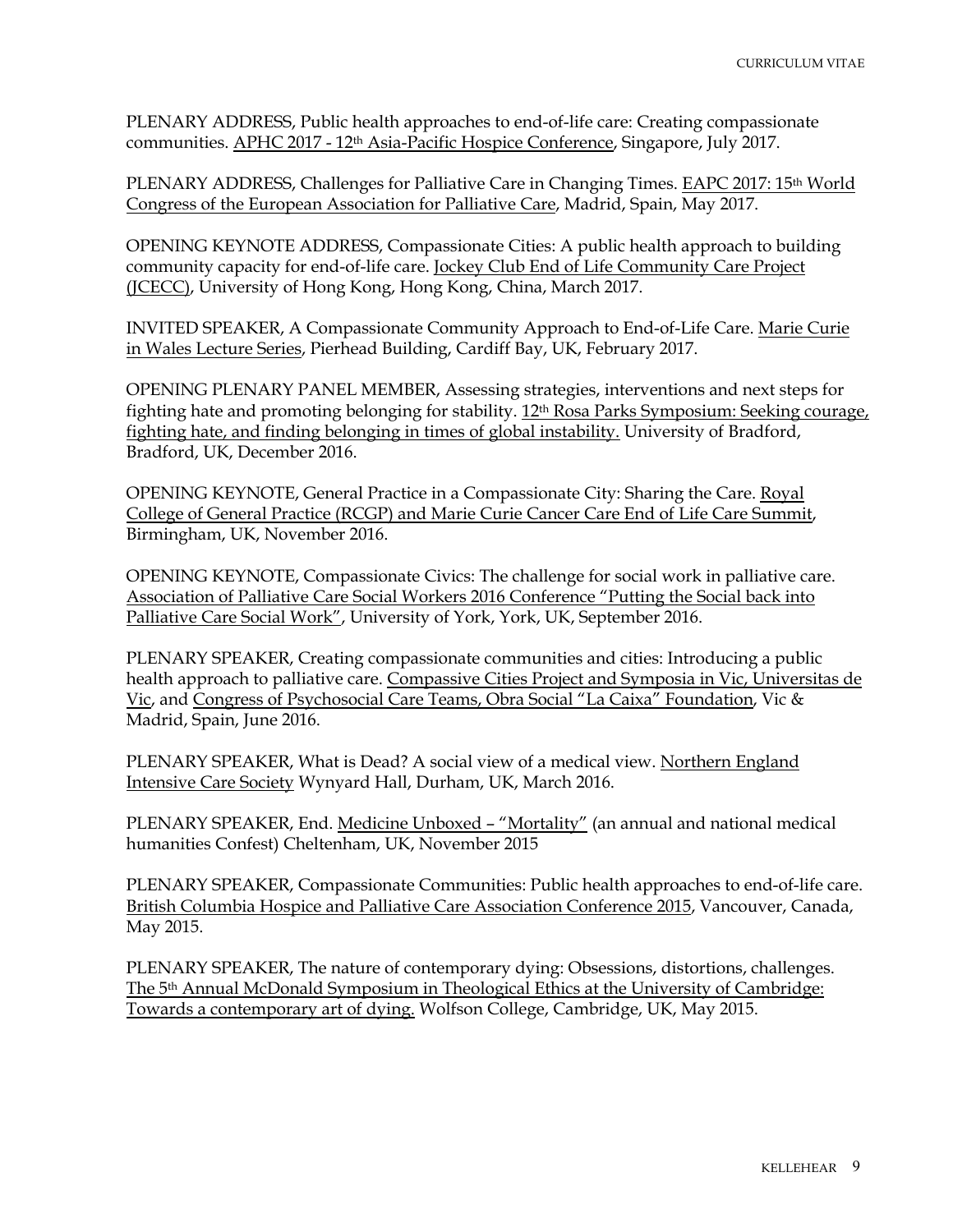PLENARY ADDRESS, Public health approaches to end-of-life care: Creating compassionate communities. APHC 2017 - 12th Asia-Pacific Hospice Conference, Singapore, July 2017.

PLENARY ADDRESS, Challenges for Palliative Care in Changing Times. EAPC 2017: 15th World Congress of the European Association for Palliative Care, Madrid, Spain, May 2017.

OPENING KEYNOTE ADDRESS, Compassionate Cities: A public health approach to building community capacity for end-of-life care. Jockey Club End of Life Community Care Project (JCECC), University of Hong Kong, Hong Kong, China, March 2017.

INVITED SPEAKER, A Compassionate Community Approach to End-of-Life Care. Marie Curie in Wales Lecture Series, Pierhead Building, Cardiff Bay, UK, February 2017.

OPENING PLENARY PANEL MEMBER, Assessing strategies, interventions and next steps for fighting hate and promoting belonging for stability. 12th Rosa Parks Symposium: Seeking courage, fighting hate, and finding belonging in times of global instability. University of Bradford, Bradford, UK, December 2016.

OPENING KEYNOTE, General Practice in a Compassionate City: Sharing the Care. Royal College of General Practice (RCGP) and Marie Curie Cancer Care End of Life Care Summit, Birmingham, UK, November 2016.

OPENING KEYNOTE, Compassionate Civics: The challenge for social work in palliative care. Association of Palliative Care Social Workers 2016 Conference "Putting the Social back into Palliative Care Social Work", University of York, York, UK, September 2016.

PLENARY SPEAKER, Creating compassionate communities and cities: Introducing a public health approach to palliative care. Compassive Cities Project and Symposia in Vic, Universitas de Vic, and Congress of Psychosocial Care Teams, Obra Social "La Caixa" Foundation, Vic & Madrid, Spain, June 2016.

PLENARY SPEAKER, What is Dead? A social view of a medical view. Northern England Intensive Care Society Wynyard Hall, Durham, UK, March 2016.

PLENARY SPEAKER, End. Medicine Unboxed – "Mortality" (an annual and national medical humanities Confest) Cheltenham, UK, November 2015

PLENARY SPEAKER, Compassionate Communities: Public health approaches to end-of-life care. British Columbia Hospice and Palliative Care Association Conference 2015, Vancouver, Canada, May 2015.

PLENARY SPEAKER, The nature of contemporary dying: Obsessions, distortions, challenges. The 5th Annual McDonald Symposium in Theological Ethics at the University of Cambridge: Towards a contemporary art of dying. Wolfson College, Cambridge, UK, May 2015.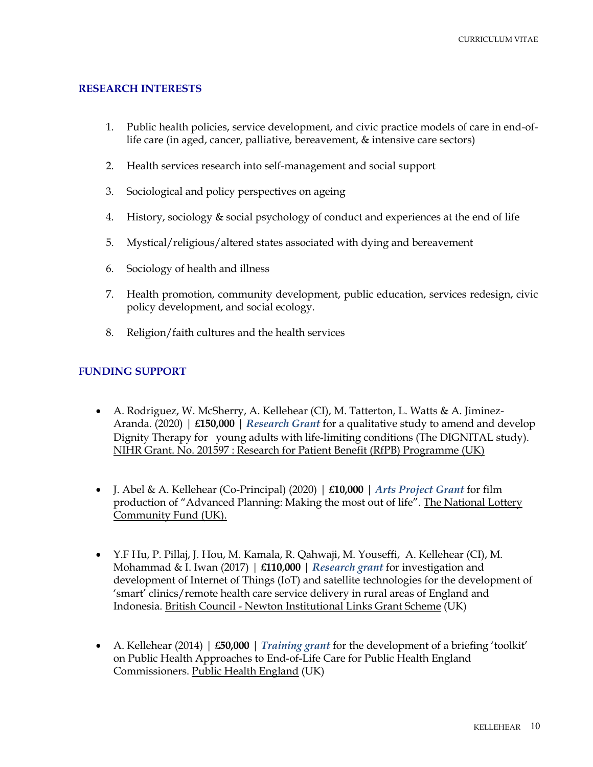## RESEARCH INTERESTS

1. Public health policies, service development, and civic practice models of care in end-of-life care (in aged, cancer, palliative, bereavement, & intensive care sectors)
2. Health services research into self-management and social support
3. Sociological and policy perspectives on ageing
4. History, sociology & social psychology of conduct and experiences at the end of life
5. Mystical/religious/altered states associated with dying and bereavement
6. Sociology of health and illness
7. Health promotion, community development, public education, services redesign, civic policy development, and social ecology.
8. Religion/faith cultures and the health services

## FUNDING SUPPORT

- A. Rodriguez, W. McSherry, A. Kellehear (CI), M. Tatterton, L. Watts & A. Jiminez-Aranda. (2020) | **£150,000** | ***Research Grant*** for a qualitative study to amend and develop Dignity Therapy for young adults with life-limiting conditions (The DIGNITAL study). NIHR Grant. No. 201597 : Research for Patient Benefit (RfPB) Programme (UK)

- J. Abel & A. Kellehear (Co-Principal) (2020) | **£10,000** | ***Arts Project Grant*** for film production of "Advanced Planning: Making the most out of life". The National Lottery Community Fund (UK).

- Y.F Hu, P. Pillaj, J. Hou, M. Kamala, R. Qahwaji, M. Youseffi, A. Kellehear (CI), M. Mohammad & I. Iwan (2017) | **£110,000** | ***Research grant*** for investigation and development of Internet of Things (IoT) and satellite technologies for the development of 'smart' clinics/remote health care service delivery in rural areas of England and Indonesia. British Council - Newton Institutional Links Grant Scheme (UK)

- A. Kellehear (2014) | **£50,000** | ***Training grant*** for the development of a briefing 'toolkit' on Public Health Approaches to End-of-Life Care for Public Health England Commissioners. Public Health England (UK)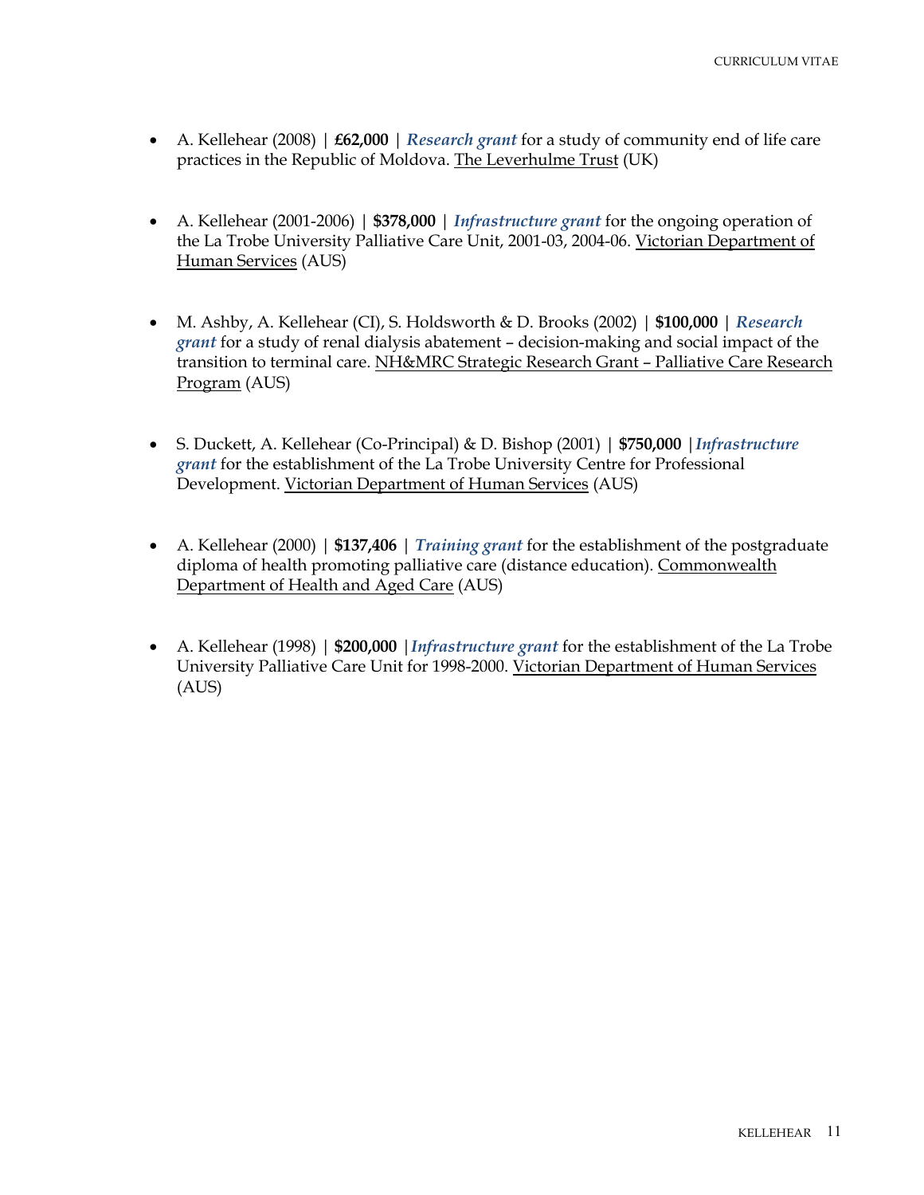- A. Kellehear (2008) | **£62,000** | ***Research grant*** for a study of community end of life care practices in the Republic of Moldova. <u>The Leverhulme Trust</u> (UK)

- A. Kellehear (2001-2006) | **$378,000** | ***Infrastructure grant*** for the ongoing operation of the La Trobe University Palliative Care Unit, 2001-03, 2004-06. <u>Victorian Department of Human Services</u> (AUS)

- M. Ashby, A. Kellehear (CI), S. Holdsworth & D. Brooks (2002) | **$100,000** | ***Research grant*** for a study of renal dialysis abatement – decision-making and social impact of the transition to terminal care. <u>NH&MRC Strategic Research Grant – Palliative Care Research Program</u> (AUS)

- S. Duckett, A. Kellehear (Co-Principal) & D. Bishop (2001) | **$750,000** | ***Infrastructure grant*** for the establishment of the La Trobe University Centre for Professional Development. <u>Victorian Department of Human Services</u> (AUS)

- A. Kellehear (2000) | **$137,406** | ***Training grant*** for the establishment of the postgraduate diploma of health promoting palliative care (distance education). <u>Commonwealth Department of Health and Aged Care</u> (AUS)

- A. Kellehear (1998) | **$200,000** | ***Infrastructure grant*** for the establishment of the La Trobe University Palliative Care Unit for 1998-2000. <u>Victorian Department of Human Services</u> (AUS)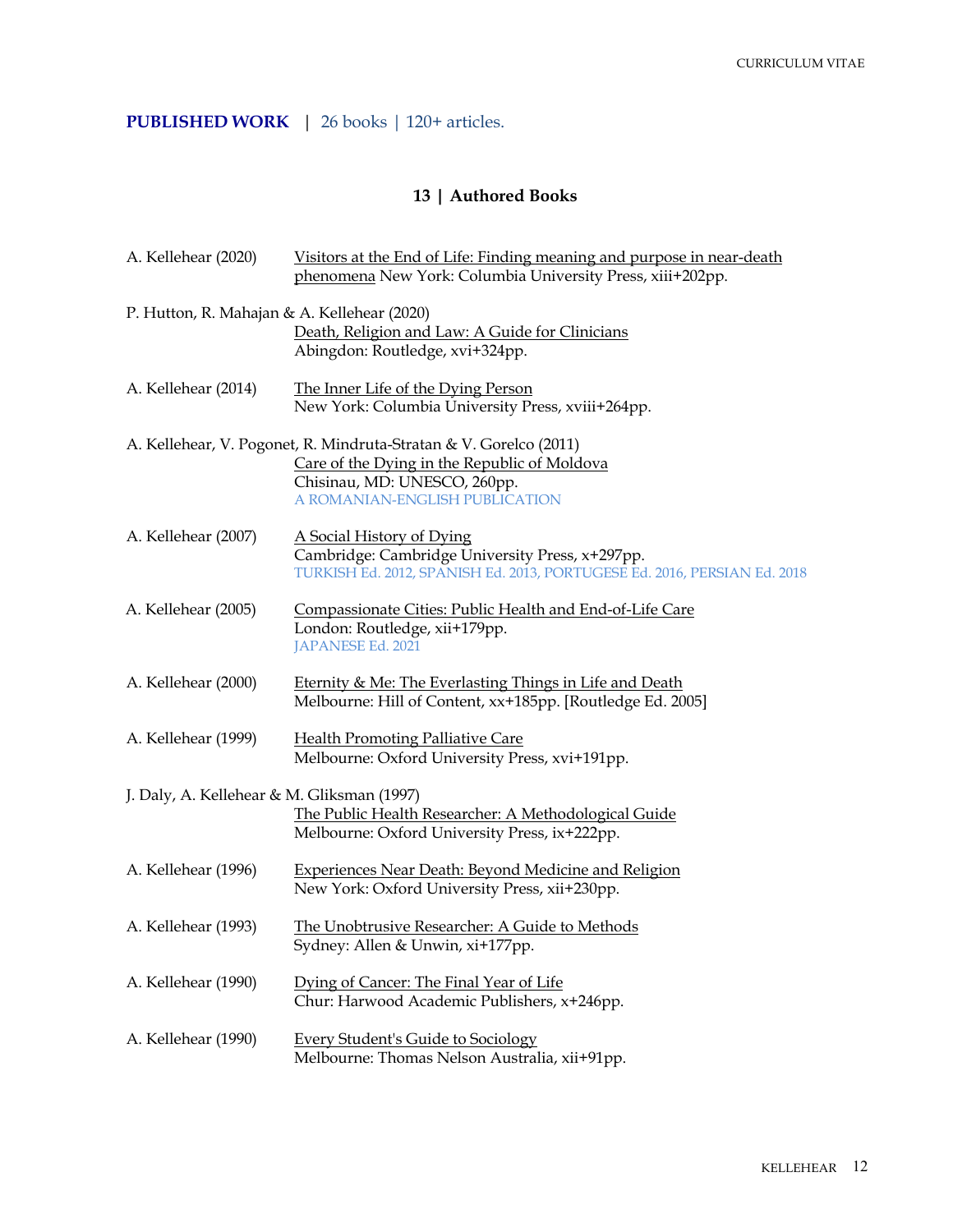**PUBLISHED WORK** | 26 books | 120+ articles.

### 13 | Authored Books

A. Kellehear (2020) Visitors at the End of Life: Finding meaning and purpose in near-death phenomena New York: Columbia University Press, xiii+202pp.

P. Hutton, R. Mahajan & A. Kellehear (2020)
Death, Religion and Law: A Guide for Clinicians
Abingdon: Routledge, xvi+324pp.

A. Kellehear (2014) The Inner Life of the Dying Person
New York: Columbia University Press, xviii+264pp.

A. Kellehear, V. Pogonet, R. Mindruta-Stratan & V. Gorelco (2011)
Care of the Dying in the Republic of Moldova
Chisinau, MD: UNESCO, 260pp.
A ROMANIAN-ENGLISH PUBLICATION

A. Kellehear (2007) A Social History of Dying
Cambridge: Cambridge University Press, x+297pp.
TURKISH Ed. 2012, SPANISH Ed. 2013, PORTUGESE Ed. 2016, PERSIAN Ed. 2018

A. Kellehear (2005) Compassionate Cities: Public Health and End-of-Life Care
London: Routledge, xii+179pp.
JAPANESE Ed. 2021

A. Kellehear (2000) Eternity & Me: The Everlasting Things in Life and Death
Melbourne: Hill of Content, xx+185pp. [Routledge Ed. 2005]

A. Kellehear (1999) Health Promoting Palliative Care
Melbourne: Oxford University Press, xvi+191pp.

J. Daly, A. Kellehear & M. Gliksman (1997)
The Public Health Researcher: A Methodological Guide
Melbourne: Oxford University Press, ix+222pp.

A. Kellehear (1996) Experiences Near Death: Beyond Medicine and Religion
New York: Oxford University Press, xii+230pp.

A. Kellehear (1993) The Unobtrusive Researcher: A Guide to Methods
Sydney: Allen & Unwin, xi+177pp.

A. Kellehear (1990) Dying of Cancer: The Final Year of Life
Chur: Harwood Academic Publishers, x+246pp.

A. Kellehear (1990) Every Student's Guide to Sociology
Melbourne: Thomas Nelson Australia, xii+91pp.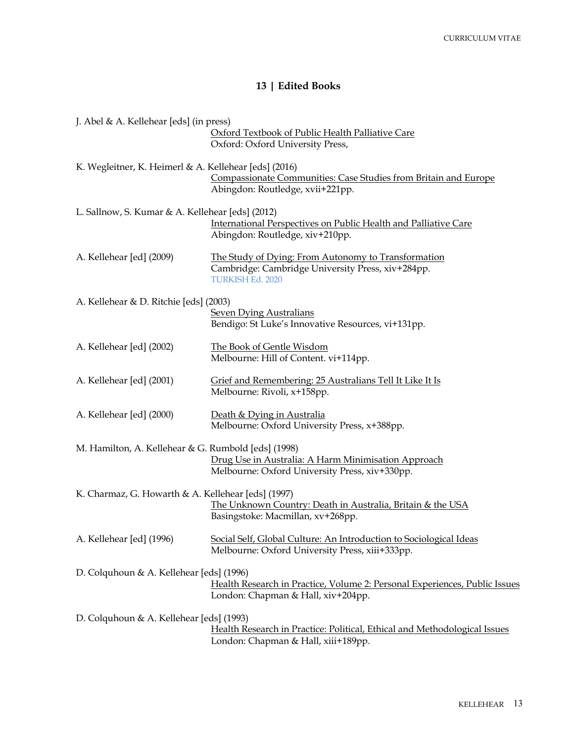## 13 | Edited Books

J. Abel & A. Kellehear [eds] (in press)
Oxford Textbook of Public Health Palliative Care
Oxford: Oxford University Press,

K. Wegleitner, K. Heimerl & A. Kellehear [eds] (2016)
Compassionate Communities: Case Studies from Britain and Europe
Abingdon: Routledge, xvii+221pp.

L. Sallnow, S. Kumar & A. Kellehear [eds] (2012)
International Perspectives on Public Health and Palliative Care
Abingdon: Routledge, xiv+210pp.

A. Kellehear [ed] (2009)
The Study of Dying: From Autonomy to Transformation
Cambridge: Cambridge University Press, xiv+284pp.
TURKISH Ed. 2020

A. Kellehear & D. Ritchie [eds] (2003)
Seven Dying Australians
Bendigo: St Luke's Innovative Resources, vi+131pp.

A. Kellehear [ed] (2002)
The Book of Gentle Wisdom
Melbourne: Hill of Content. vi+114pp.

A. Kellehear [ed] (2001)
Grief and Remembering: 25 Australians Tell It Like It Is
Melbourne: Rivoli, x+158pp.

A. Kellehear [ed] (2000)
Death & Dying in Australia
Melbourne: Oxford University Press, x+388pp.

M. Hamilton, A. Kellehear & G. Rumbold [eds] (1998)
Drug Use in Australia: A Harm Minimisation Approach
Melbourne: Oxford University Press, xiv+330pp.

K. Charmaz, G. Howarth & A. Kellehear [eds] (1997)
The Unknown Country: Death in Australia, Britain & the USA
Basingstoke: Macmillan, xv+268pp.

A. Kellehear [ed] (1996)
Social Self, Global Culture: An Introduction to Sociological Ideas
Melbourne: Oxford University Press, xiii+333pp.

D. Colquhoun & A. Kellehear [eds] (1996)
Health Research in Practice, Volume 2: Personal Experiences, Public Issues
London: Chapman & Hall, xiv+204pp.

D. Colquhoun & A. Kellehear [eds] (1993)
Health Research in Practice: Political, Ethical and Methodological Issues
London: Chapman & Hall, xiii+189pp.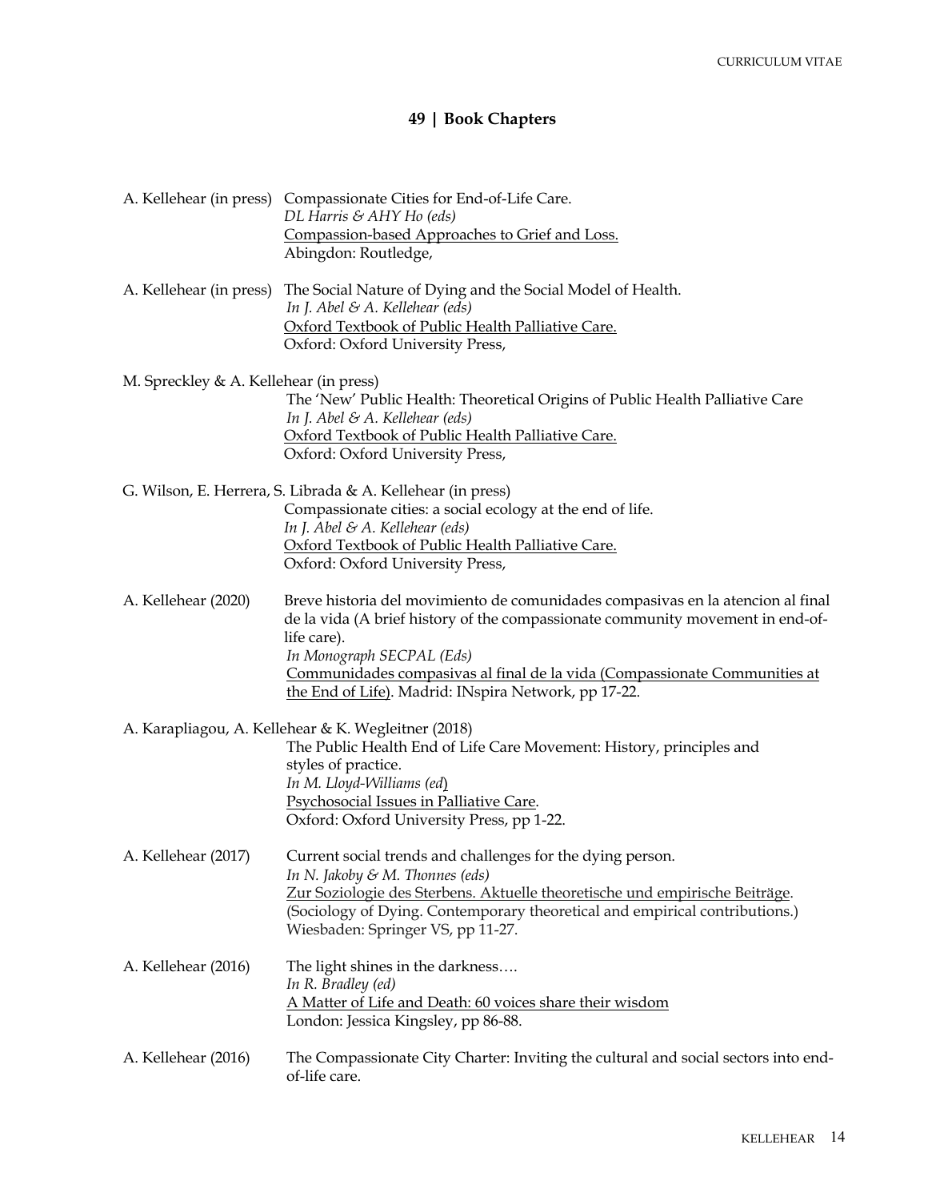## 49 | Book Chapters

A. Kellehear (in press) Compassionate Cities for End-of-Life Care.
*DL Harris & AHY Ho (eds)*
Compassion-based Approaches to Grief and Loss.
Abingdon: Routledge,

A. Kellehear (in press) The Social Nature of Dying and the Social Model of Health.
*In J. Abel & A. Kellehear (eds)*
Oxford Textbook of Public Health Palliative Care.
Oxford: Oxford University Press,

M. Spreckley & A. Kellehear (in press)
The 'New' Public Health: Theoretical Origins of Public Health Palliative Care
*In J. Abel & A. Kellehear (eds)*
Oxford Textbook of Public Health Palliative Care.
Oxford: Oxford University Press,

G. Wilson, E. Herrera, S. Librada & A. Kellehear (in press)
Compassionate cities: a social ecology at the end of life.
*In J. Abel & A. Kellehear (eds)*
Oxford Textbook of Public Health Palliative Care.
Oxford: Oxford University Press,

A. Kellehear (2020) Breve historia del movimiento de comunidades compasivas en la atencion al final de la vida (A brief history of the compassionate community movement in end-of-life care).
*In Monograph SECPAL (Eds)*
Communidades compasivas al final de la vida (Compassionate Communities at the End of Life). Madrid: INspira Network, pp 17-22.

A. Karapliagou, A. Kellehear & K. Wegleitner (2018)
The Public Health End of Life Care Movement: History, principles and styles of practice.
*In M. Lloyd-Williams (ed)*
Psychosocial Issues in Palliative Care.
Oxford: Oxford University Press, pp 1-22.

A. Kellehear (2017) Current social trends and challenges for the dying person.
*In N. Jakoby & M. Thonnes (eds)*
Zur Soziologie des Sterbens. Aktuelle theoretische und empirische Beiträge.
(Sociology of Dying. Contemporary theoretical and empirical contributions.)
Wiesbaden: Springer VS, pp 11-27.

A. Kellehear (2016) The light shines in the darkness….
*In R. Bradley (ed)*
A Matter of Life and Death: 60 voices share their wisdom
London: Jessica Kingsley, pp 86-88.

A. Kellehear (2016) The Compassionate City Charter: Inviting the cultural and social sectors into end-of-life care.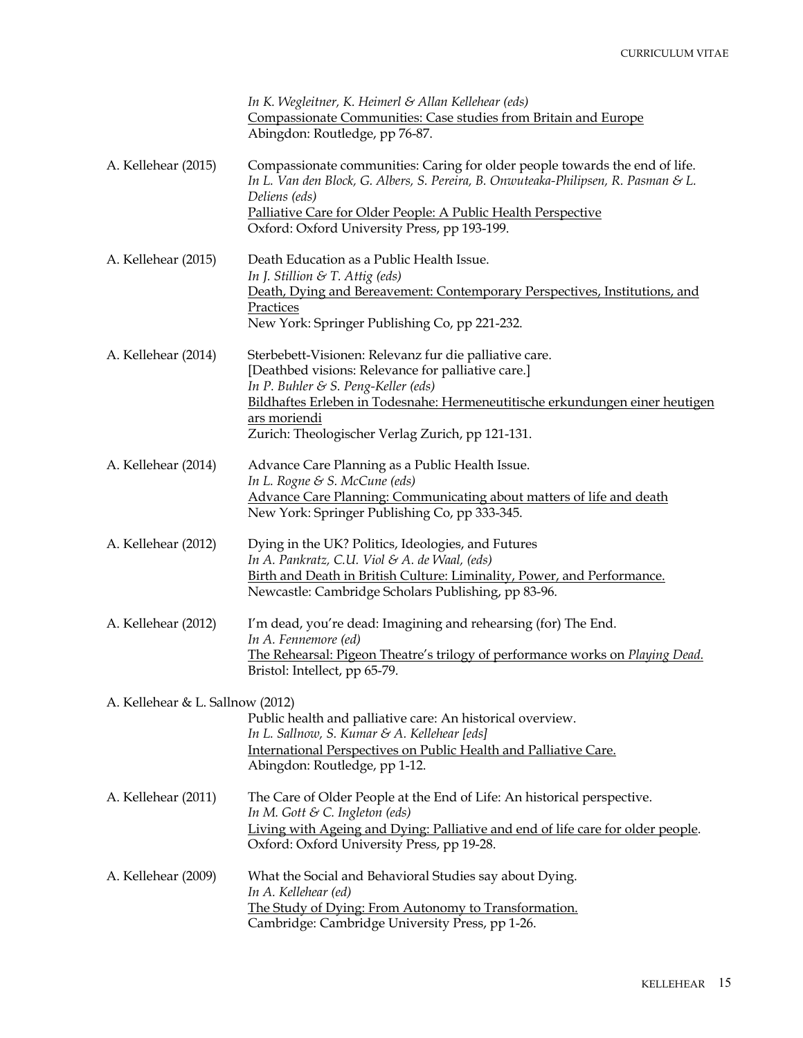*In K. Wegleitner, K. Heimerl & Allan Kellehear (eds)*
<u>Compassionate Communities: Case studies from Britain and Europe</u>
Abingdon: Routledge, pp 76-87.

A. Kellehear (2015) Compassionate communities: Caring for older people towards the end of life.
*In L. Van den Block, G. Albers, S. Pereira, B. Onwuteaka-Philipsen, R. Pasman & L. Deliens (eds)*
<u>Palliative Care for Older People: A Public Health Perspective</u>
Oxford: Oxford University Press, pp 193-199.

A. Kellehear (2015) Death Education as a Public Health Issue.
*In J. Stillion & T. Attig (eds)*
<u>Death, Dying and Bereavement: Contemporary Perspectives, Institutions, and Practices</u>
New York: Springer Publishing Co, pp 221-232.

A. Kellehear (2014) Sterbebett-Visionen: Relevanz fur die palliative care.
[Deathbed visions: Relevance for palliative care.]
*In P. Buhler & S. Peng-Keller (eds)*
<u>Bildhaftes Erleben in Todesnahe: Hermeneutitische erkundungen einer heutigen ars moriendi</u>
Zurich: Theologischer Verlag Zurich, pp 121-131.

A. Kellehear (2014) Advance Care Planning as a Public Health Issue.
*In L. Rogne & S. McCune (eds)*
<u>Advance Care Planning: Communicating about matters of life and death</u>
New York: Springer Publishing Co, pp 333-345.

A. Kellehear (2012) Dying in the UK? Politics, Ideologies, and Futures
*In A. Pankratz, C.U. Viol & A. de Waal, (eds)*
<u>Birth and Death in British Culture: Liminality, Power, and Performance.</u>
Newcastle: Cambridge Scholars Publishing, pp 83-96.

A. Kellehear (2012) I'm dead, you're dead: Imagining and rehearsing (for) The End.
*In A. Fennemore (ed)*
<u>The Rehearsal: Pigeon Theatre's trilogy of performance works on *Playing Dead*.</u>
Bristol: Intellect, pp 65-79.

A. Kellehear & L. Sallnow (2012)
Public health and palliative care: An historical overview.
*In L. Sallnow, S. Kumar & A. Kellehear [eds]*
<u>International Perspectives on Public Health and Palliative Care.</u>
Abingdon: Routledge, pp 1-12.

A. Kellehear (2011) The Care of Older People at the End of Life: An historical perspective.
*In M. Gott & C. Ingleton (eds)*
<u>Living with Ageing and Dying: Palliative and end of life care for older people</u>.
Oxford: Oxford University Press, pp 19-28.

A. Kellehear (2009) What the Social and Behavioral Studies say about Dying.
*In A. Kellehear (ed)*
<u>The Study of Dying: From Autonomy to Transformation.</u>
Cambridge: Cambridge University Press, pp 1-26.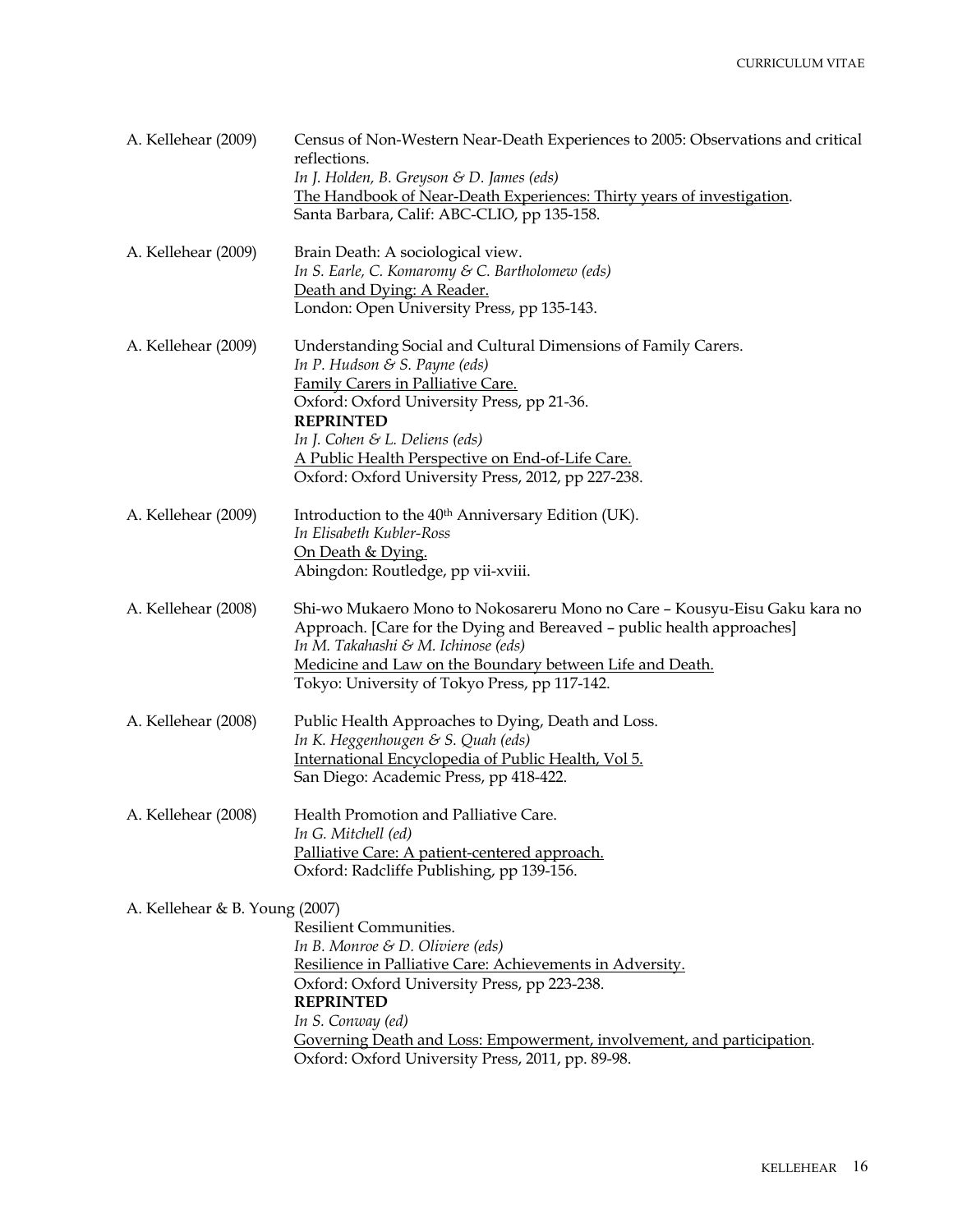A. Kellehear (2009) Census of Non-Western Near-Death Experiences to 2005: Observations and critical reflections.
*In J. Holden, B. Greyson & D. James (eds)*
The Handbook of Near-Death Experiences: Thirty years of investigation.
Santa Barbara, Calif: ABC-CLIO, pp 135-158.

A. Kellehear (2009) Brain Death: A sociological view.
*In S. Earle, C. Komaromy & C. Bartholomew (eds)*
Death and Dying: A Reader.
London: Open University Press, pp 135-143.

A. Kellehear (2009) Understanding Social and Cultural Dimensions of Family Carers.
*In P. Hudson & S. Payne (eds)*
Family Carers in Palliative Care.
Oxford: Oxford University Press, pp 21-36.
**REPRINTED**
*In J. Cohen & L. Deliens (eds)*
A Public Health Perspective on End-of-Life Care.
Oxford: Oxford University Press, 2012, pp 227-238.

A. Kellehear (2009) Introduction to the 40th Anniversary Edition (UK).
*In Elisabeth Kubler-Ross*
On Death & Dying.
Abingdon: Routledge, pp vii-xviii.

A. Kellehear (2008) Shi-wo Mukaero Mono to Nokosareru Mono no Care – Kousyu-Eisu Gaku kara no Approach. [Care for the Dying and Bereaved – public health approaches]
*In M. Takahashi & M. Ichinose (eds)*
Medicine and Law on the Boundary between Life and Death.
Tokyo: University of Tokyo Press, pp 117-142.

A. Kellehear (2008) Public Health Approaches to Dying, Death and Loss.
*In K. Heggenhougen & S. Quah (eds)*
International Encyclopedia of Public Health, Vol 5.
San Diego: Academic Press, pp 418-422.

A. Kellehear (2008) Health Promotion and Palliative Care.
*In G. Mitchell (ed)*
Palliative Care: A patient-centered approach.
Oxford: Radcliffe Publishing, pp 139-156.

A. Kellehear & B. Young (2007)
Resilient Communities.
*In B. Monroe & D. Oliviere (eds)*
Resilience in Palliative Care: Achievements in Adversity.
Oxford: Oxford University Press, pp 223-238.
**REPRINTED**
*In S. Conway (ed)*
Governing Death and Loss: Empowerment, involvement, and participation.
Oxford: Oxford University Press, 2011, pp. 89-98.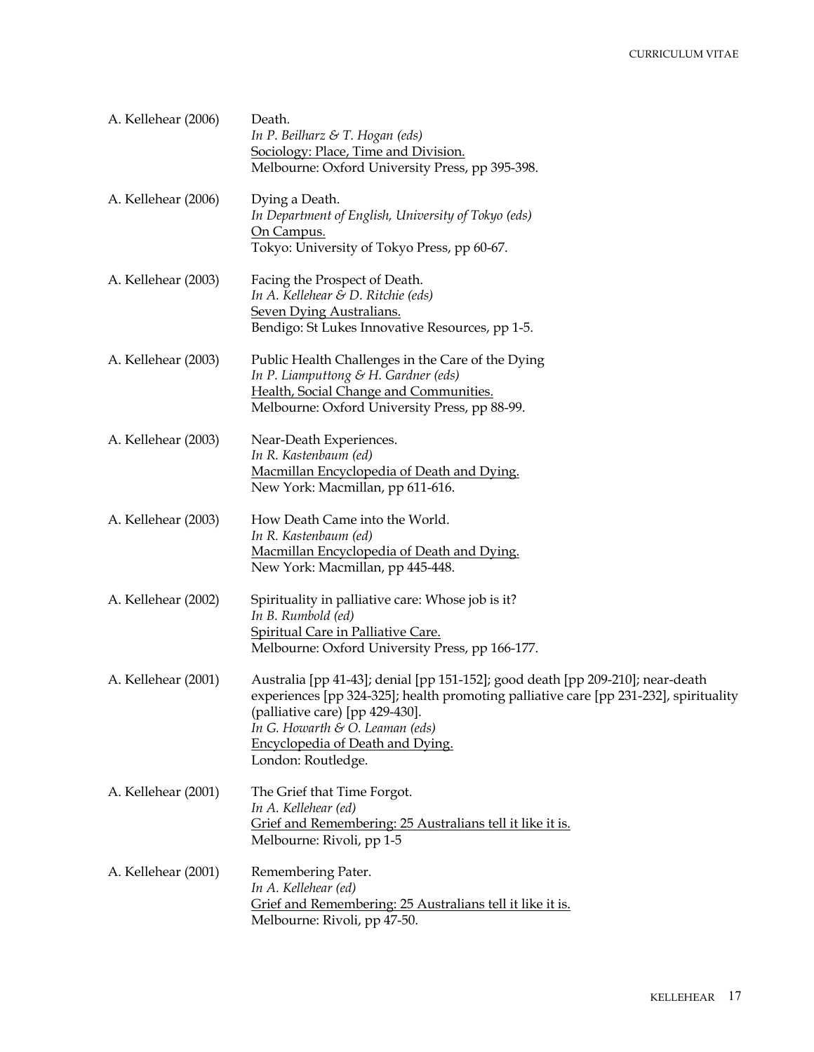A. Kellehear (2006) Death.
*In P. Beilharz & T. Hogan (eds)*
Sociology: Place, Time and Division.
Melbourne: Oxford University Press, pp 395-398.

A. Kellehear (2006) Dying a Death.
*In Department of English, University of Tokyo (eds)*
On Campus.
Tokyo: University of Tokyo Press, pp 60-67.

A. Kellehear (2003) Facing the Prospect of Death.
*In A. Kellehear & D. Ritchie (eds)*
Seven Dying Australians.
Bendigo: St Lukes Innovative Resources, pp 1-5.

A. Kellehear (2003) Public Health Challenges in the Care of the Dying
*In P. Liamputtong & H. Gardner (eds)*
Health, Social Change and Communities.
Melbourne: Oxford University Press, pp 88-99.

A. Kellehear (2003) Near-Death Experiences.
*In R. Kastenbaum (ed)*
Macmillan Encyclopedia of Death and Dying.
New York: Macmillan, pp 611-616.

A. Kellehear (2003) How Death Came into the World.
*In R. Kastenbaum (ed)*
Macmillan Encyclopedia of Death and Dying.
New York: Macmillan, pp 445-448.

A. Kellehear (2002) Spirituality in palliative care: Whose job is it?
*In B. Rumbold (ed)*
Spiritual Care in Palliative Care.
Melbourne: Oxford University Press, pp 166-177.

A. Kellehear (2001) Australia [pp 41-43]; denial [pp 151-152]; good death [pp 209-210]; near-death experiences [pp 324-325]; health promoting palliative care [pp 231-232], spirituality (palliative care) [pp 429-430].
*In G. Howarth & O. Leaman (eds)*
Encyclopedia of Death and Dying.
London: Routledge.

A. Kellehear (2001) The Grief that Time Forgot.
*In A. Kellehear (ed)*
Grief and Remembering: 25 Australians tell it like it is.
Melbourne: Rivoli, pp 1-5

A. Kellehear (2001) Remembering Pater.
*In A. Kellehear (ed)*
Grief and Remembering: 25 Australians tell it like it is.
Melbourne: Rivoli, pp 47-50.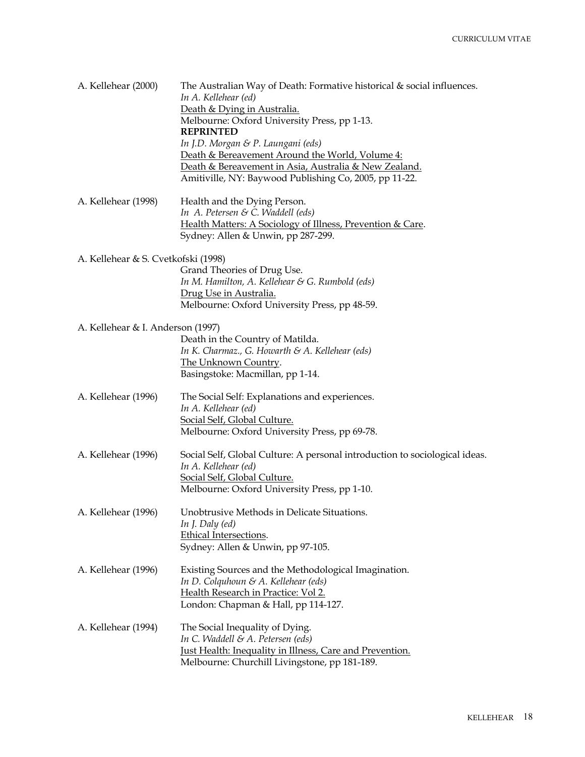A. Kellehear (2000) The Australian Way of Death: Formative historical & social influences.
*In A. Kellehear (ed)*
Death & Dying in Australia.
Melbourne: Oxford University Press, pp 1-13.
**REPRINTED**
*In J.D. Morgan & P. Laungani (eds)*
Death & Bereavement Around the World, Volume 4:
Death & Bereavement in Asia, Australia & New Zealand.
Amitiville, NY: Baywood Publishing Co, 2005, pp 11-22.

A. Kellehear (1998) Health and the Dying Person.
*In A. Petersen & C. Waddell (eds)*
Health Matters: A Sociology of Illness, Prevention & Care.
Sydney: Allen & Unwin, pp 287-299.

A. Kellehear & S. Cvetkofski (1998)
Grand Theories of Drug Use.
*In M. Hamilton, A. Kellehear & G. Rumbold (eds)*
Drug Use in Australia.
Melbourne: Oxford University Press, pp 48-59.

A. Kellehear & I. Anderson (1997)
Death in the Country of Matilda.
*In K. Charmaz., G. Howarth & A. Kellehear (eds)*
The Unknown Country.
Basingstoke: Macmillan, pp 1-14.

A. Kellehear (1996) The Social Self: Explanations and experiences.
*In A. Kellehear (ed)*
Social Self, Global Culture.
Melbourne: Oxford University Press, pp 69-78.

A. Kellehear (1996) Social Self, Global Culture: A personal introduction to sociological ideas.
*In A. Kellehear (ed)*
Social Self, Global Culture.
Melbourne: Oxford University Press, pp 1-10.

A. Kellehear (1996) Unobtrusive Methods in Delicate Situations.
*In J. Daly (ed)*
Ethical Intersections.
Sydney: Allen & Unwin, pp 97-105.

A. Kellehear (1996) Existing Sources and the Methodological Imagination.
*In D. Colquhoun & A. Kellehear (eds)*
Health Research in Practice: Vol 2.
London: Chapman & Hall, pp 114-127.

A. Kellehear (1994) The Social Inequality of Dying.
*In C. Waddell & A. Petersen (eds)*
Just Health: Inequality in Illness, Care and Prevention.
Melbourne: Churchill Livingstone, pp 181-189.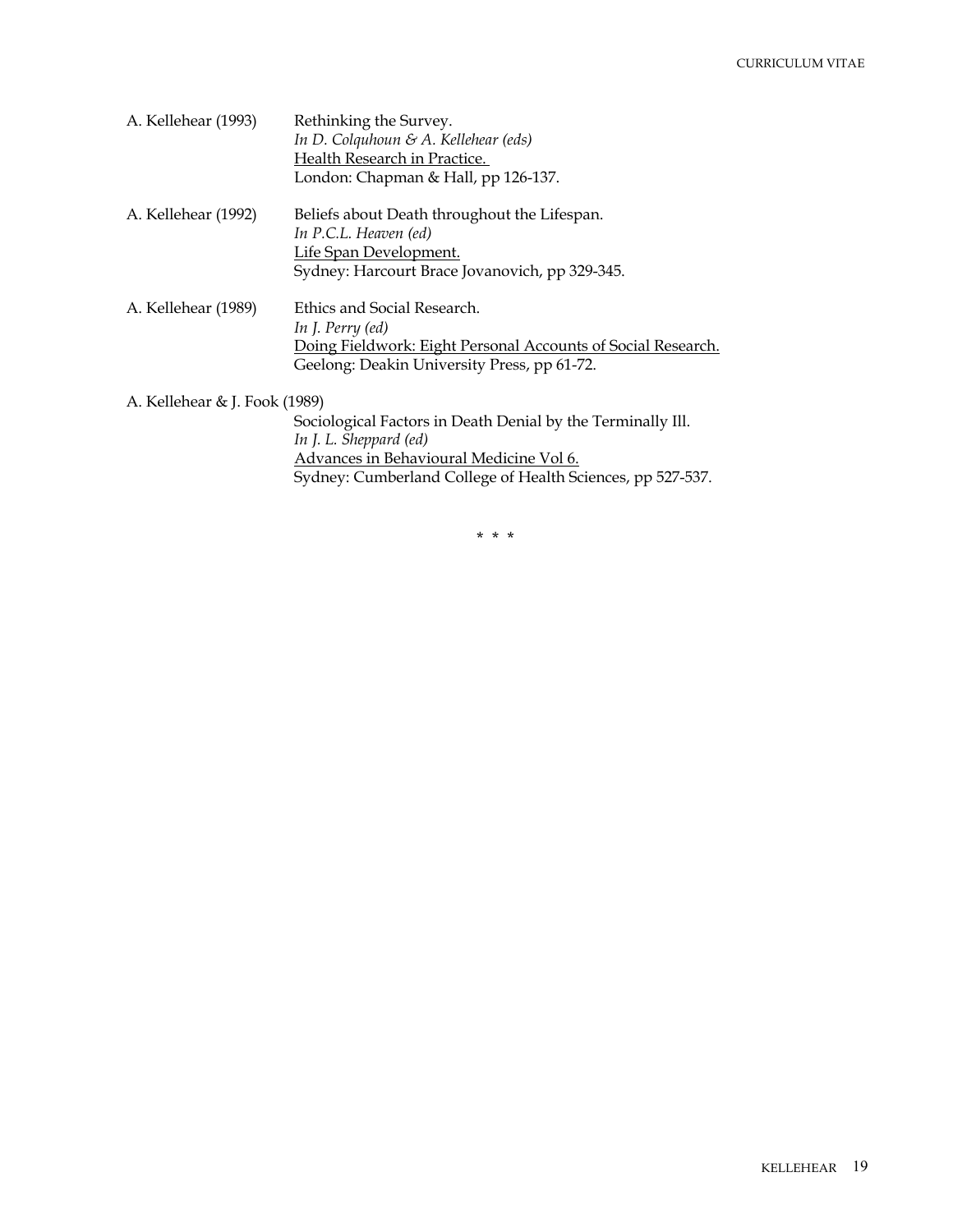A. Kellehear (1993) Rethinking the Survey.
*In D. Colquhoun & A. Kellehear (eds)*
Health Research in Practice.
London: Chapman & Hall, pp 126-137.

A. Kellehear (1992) Beliefs about Death throughout the Lifespan.
*In P.C.L. Heaven (ed)*
Life Span Development.
Sydney: Harcourt Brace Jovanovich, pp 329-345.

A. Kellehear (1989) Ethics and Social Research.
*In J. Perry (ed)*
Doing Fieldwork: Eight Personal Accounts of Social Research.
Geelong: Deakin University Press, pp 61-72.

A. Kellehear & J. Fook (1989)
Sociological Factors in Death Denial by the Terminally Ill.
*In J. L. Sheppard (ed)*
Advances in Behavioural Medicine Vol 6.
Sydney: Cumberland College of Health Sciences, pp 527-537.

\* \* \*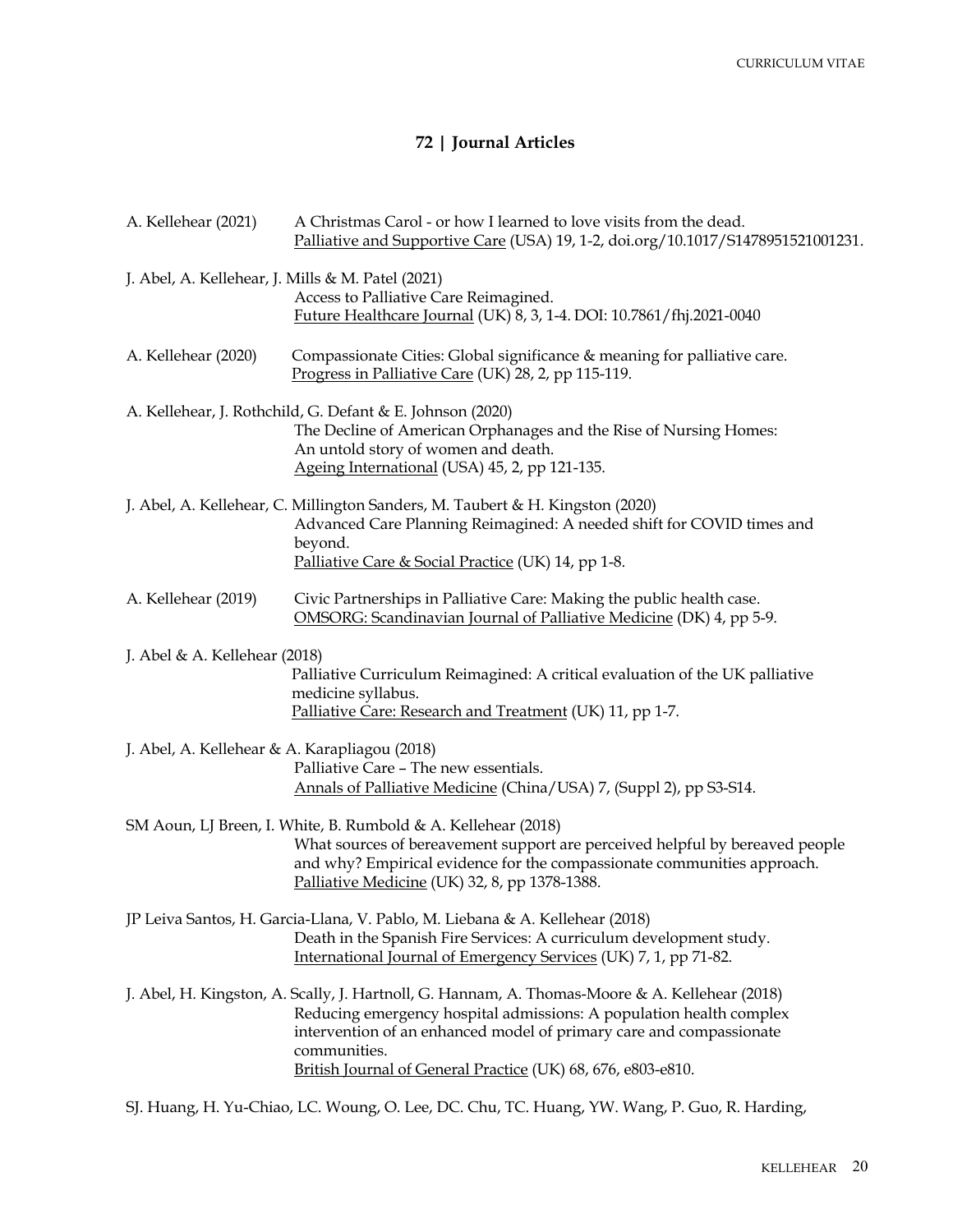## 72 | Journal Articles

A. Kellehear (2021) A Christmas Carol - or how I learned to love visits from the dead. Palliative and Supportive Care (USA) 19, 1-2, doi.org/10.1017/S1478951521001231.

J. Abel, A. Kellehear, J. Mills & M. Patel (2021)
Access to Palliative Care Reimagined.
Future Healthcare Journal (UK) 8, 3, 1-4. DOI: 10.7861/fhj.2021-0040

A. Kellehear (2020) Compassionate Cities: Global significance & meaning for palliative care. Progress in Palliative Care (UK) 28, 2, pp 115-119.

A. Kellehear, J. Rothchild, G. Defant & E. Johnson (2020)
The Decline of American Orphanages and the Rise of Nursing Homes: An untold story of women and death.
Ageing International (USA) 45, 2, pp 121-135.

J. Abel, A. Kellehear, C. Millington Sanders, M. Taubert & H. Kingston (2020)
Advanced Care Planning Reimagined: A needed shift for COVID times and beyond.
Palliative Care & Social Practice (UK) 14, pp 1-8.

A. Kellehear (2019) Civic Partnerships in Palliative Care: Making the public health case. OMSORG: Scandinavian Journal of Palliative Medicine (DK) 4, pp 5-9.

J. Abel & A. Kellehear (2018)
Palliative Curriculum Reimagined: A critical evaluation of the UK palliative medicine syllabus.
Palliative Care: Research and Treatment (UK) 11, pp 1-7.

J. Abel, A. Kellehear & A. Karapliagou (2018)
Palliative Care – The new essentials.
Annals of Palliative Medicine (China/USA) 7, (Suppl 2), pp S3-S14.

SM Aoun, LJ Breen, I. White, B. Rumbold & A. Kellehear (2018)
What sources of bereavement support are perceived helpful by bereaved people and why? Empirical evidence for the compassionate communities approach.
Palliative Medicine (UK) 32, 8, pp 1378-1388.

JP Leiva Santos, H. Garcia-Llana, V. Pablo, M. Liebana & A. Kellehear (2018)
Death in the Spanish Fire Services: A curriculum development study.
International Journal of Emergency Services (UK) 7, 1, pp 71-82.

J. Abel, H. Kingston, A. Scally, J. Hartnoll, G. Hannam, A. Thomas-Moore & A. Kellehear (2018)
Reducing emergency hospital admissions: A population health complex intervention of an enhanced model of primary care and compassionate communities.
British Journal of General Practice (UK) 68, 676, e803-e810.

SJ. Huang, H. Yu-Chiao, LC. Woung, O. Lee, DC. Chu, TC. Huang, YW. Wang, P. Guo, R. Harding,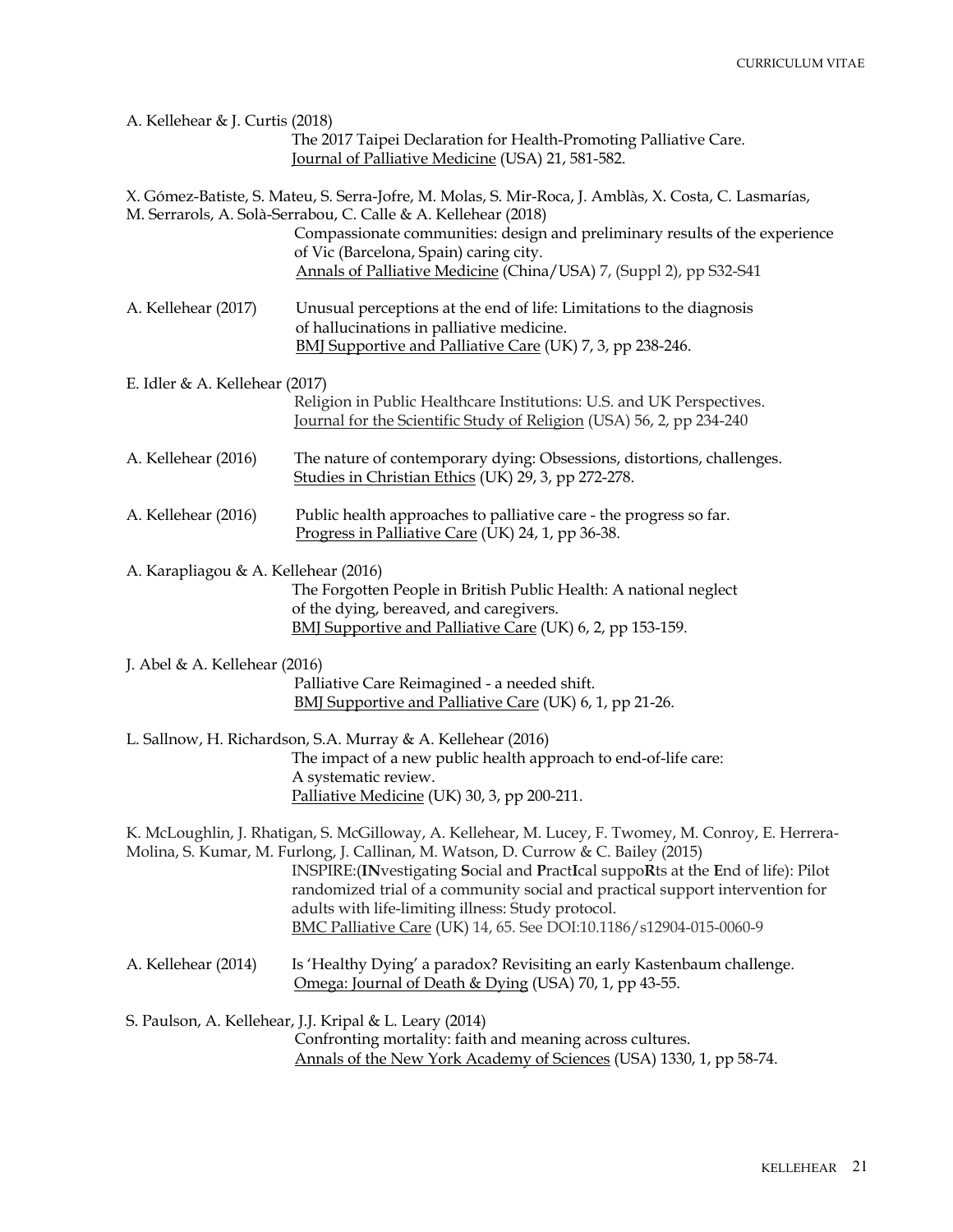A. Kellehear & J. Curtis (2018)
The 2017 Taipei Declaration for Health-Promoting Palliative Care.
Journal of Palliative Medicine (USA) 21, 581-582.

X. Gómez-Batiste, S. Mateu, S. Serra-Jofre, M. Molas, S. Mir-Roca, J. Amblàs, X. Costa, C. Lasmarías, M. Serrarols, A. Solà-Serrabou, C. Calle & A. Kellehear (2018)
Compassionate communities: design and preliminary results of the experience of Vic (Barcelona, Spain) caring city.
Annals of Palliative Medicine (China/USA) 7, (Suppl 2), pp S32-S41

A. Kellehear (2017) Unusual perceptions at the end of life: Limitations to the diagnosis of hallucinations in palliative medicine.
BMJ Supportive and Palliative Care (UK) 7, 3, pp 238-246.

E. Idler & A. Kellehear (2017)
Religion in Public Healthcare Institutions: U.S. and UK Perspectives.
Journal for the Scientific Study of Religion (USA) 56, 2, pp 234-240

A. Kellehear (2016) The nature of contemporary dying: Obsessions, distortions, challenges.
Studies in Christian Ethics (UK) 29, 3, pp 272-278.

A. Kellehear (2016) Public health approaches to palliative care - the progress so far.
Progress in Palliative Care (UK) 24, 1, pp 36-38.

A. Karapliagou & A. Kellehear (2016)
The Forgotten People in British Public Health: A national neglect of the dying, bereaved, and caregivers.
BMJ Supportive and Palliative Care (UK) 6, 2, pp 153-159.

J. Abel & A. Kellehear (2016)
Palliative Care Reimagined - a needed shift.
BMJ Supportive and Palliative Care (UK) 6, 1, pp 21-26.

L. Sallnow, H. Richardson, S.A. Murray & A. Kellehear (2016)
The impact of a new public health approach to end-of-life care: A systematic review.
Palliative Medicine (UK) 30, 3, pp 200-211.

K. McLoughlin, J. Rhatigan, S. McGilloway, A. Kellehear, M. Lucey, F. Twomey, M. Conroy, E. Herrera-Molina, S. Kumar, M. Furlong, J. Callinan, M. Watson, D. Currow & C. Bailey (2015)
INSPIRE:(**IN**vestigating **S**ocial and **P**ract**I**cal suppo**R**ts at the **E**nd of life): Pilot randomized trial of a community social and practical support intervention for adults with life-limiting illness: Study protocol.
BMC Palliative Care (UK) 14, 65. See DOI:10.1186/s12904-015-0060-9

A. Kellehear (2014) Is 'Healthy Dying' a paradox? Revisiting an early Kastenbaum challenge.
Omega: Journal of Death & Dying (USA) 70, 1, pp 43-55.

S. Paulson, A. Kellehear, J.J. Kripal & L. Leary (2014)
Confronting mortality: faith and meaning across cultures.
Annals of the New York Academy of Sciences (USA) 1330, 1, pp 58-74.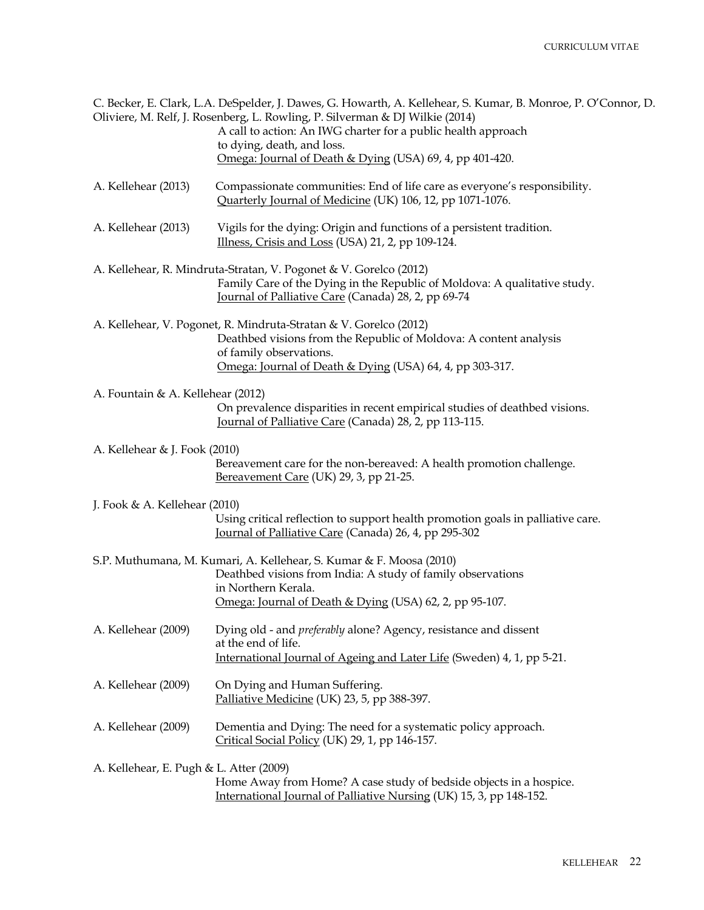C. Becker, E. Clark, L.A. DeSpelder, J. Dawes, G. Howarth, A. Kellehear, S. Kumar, B. Monroe, P. O'Connor, D. Oliviere, M. Relf, J. Rosenberg, L. Rowling, P. Silverman & DJ Wilkie (2014)
A call to action: An IWG charter for a public health approach to dying, death, and loss.
Omega: Journal of Death & Dying (USA) 69, 4, pp 401-420.

A. Kellehear (2013) Compassionate communities: End of life care as everyone's responsibility.
Quarterly Journal of Medicine (UK) 106, 12, pp 1071-1076.

A. Kellehear (2013) Vigils for the dying: Origin and functions of a persistent tradition.
Illness, Crisis and Loss (USA) 21, 2, pp 109-124.

A. Kellehear, R. Mindruta-Stratan, V. Pogonet & V. Gorelco (2012)
Family Care of the Dying in the Republic of Moldova: A qualitative study.
Journal of Palliative Care (Canada) 28, 2, pp 69-74

A. Kellehear, V. Pogonet, R. Mindruta-Stratan & V. Gorelco (2012)
Deathbed visions from the Republic of Moldova: A content analysis of family observations.
Omega: Journal of Death & Dying (USA) 64, 4, pp 303-317.

A. Fountain & A. Kellehear (2012)
On prevalence disparities in recent empirical studies of deathbed visions.
Journal of Palliative Care (Canada) 28, 2, pp 113-115.

A. Kellehear & J. Fook (2010)
Bereavement care for the non-bereaved: A health promotion challenge.
Bereavement Care (UK) 29, 3, pp 21-25.

J. Fook & A. Kellehear (2010)
Using critical reflection to support health promotion goals in palliative care.
Journal of Palliative Care (Canada) 26, 4, pp 295-302

S.P. Muthumana, M. Kumari, A. Kellehear, S. Kumar & F. Moosa (2010)
Deathbed visions from India: A study of family observations in Northern Kerala.
Omega: Journal of Death & Dying (USA) 62, 2, pp 95-107.

A. Kellehear (2009) Dying old - and *preferably* alone? Agency, resistance and dissent at the end of life.
International Journal of Ageing and Later Life (Sweden) 4, 1, pp 5-21.

A. Kellehear (2009) On Dying and Human Suffering.
Palliative Medicine (UK) 23, 5, pp 388-397.

A. Kellehear (2009) Dementia and Dying: The need for a systematic policy approach.
Critical Social Policy (UK) 29, 1, pp 146-157.

A. Kellehear, E. Pugh & L. Atter (2009)
Home Away from Home? A case study of bedside objects in a hospice.
International Journal of Palliative Nursing (UK) 15, 3, pp 148-152.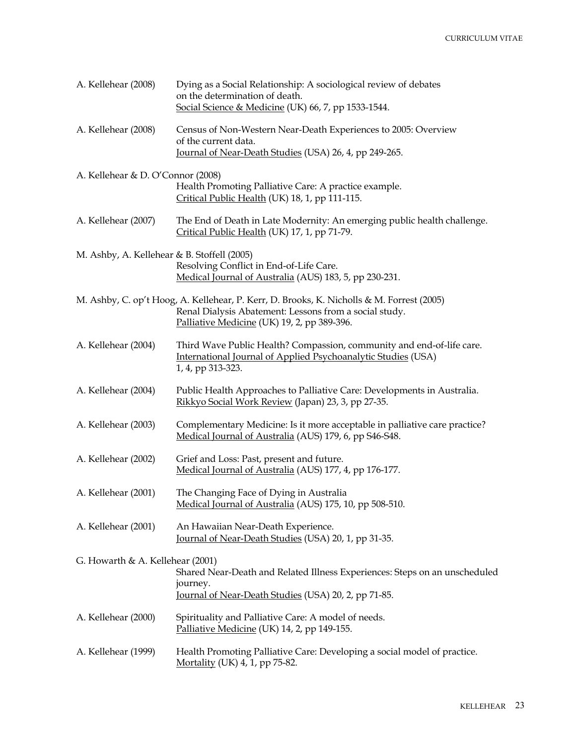A. Kellehear (2008) Dying as a Social Relationship: A sociological review of debates on the determination of death.
Social Science & Medicine (UK) 66, 7, pp 1533-1544.

A. Kellehear (2008) Census of Non-Western Near-Death Experiences to 2005: Overview of the current data.
Journal of Near-Death Studies (USA) 26, 4, pp 249-265.

A. Kellehear & D. O'Connor (2008)
Health Promoting Palliative Care: A practice example.
Critical Public Health (UK) 18, 1, pp 111-115.

A. Kellehear (2007) The End of Death in Late Modernity: An emerging public health challenge.
Critical Public Health (UK) 17, 1, pp 71-79.

M. Ashby, A. Kellehear & B. Stoffell (2005)
Resolving Conflict in End-of-Life Care.
Medical Journal of Australia (AUS) 183, 5, pp 230-231.

M. Ashby, C. op't Hoog, A. Kellehear, P. Kerr, D. Brooks, K. Nicholls & M. Forrest (2005)
Renal Dialysis Abatement: Lessons from a social study.
Palliative Medicine (UK) 19, 2, pp 389-396.

A. Kellehear (2004) Third Wave Public Health? Compassion, community and end-of-life care.
International Journal of Applied Psychoanalytic Studies (USA) 1, 4, pp 313-323.

A. Kellehear (2004) Public Health Approaches to Palliative Care: Developments in Australia.
Rikkyo Social Work Review (Japan) 23, 3, pp 27-35.

A. Kellehear (2003) Complementary Medicine: Is it more acceptable in palliative care practice?
Medical Journal of Australia (AUS) 179, 6, pp S46-S48.

A. Kellehear (2002) Grief and Loss: Past, present and future.
Medical Journal of Australia (AUS) 177, 4, pp 176-177.

A. Kellehear (2001) The Changing Face of Dying in Australia
Medical Journal of Australia (AUS) 175, 10, pp 508-510.

A. Kellehear (2001) An Hawaiian Near-Death Experience.
Journal of Near-Death Studies (USA) 20, 1, pp 31-35.

G. Howarth & A. Kellehear (2001)
Shared Near-Death and Related Illness Experiences: Steps on an unscheduled journey.
Journal of Near-Death Studies (USA) 20, 2, pp 71-85.

A. Kellehear (2000) Spirituality and Palliative Care: A model of needs.
Palliative Medicine (UK) 14, 2, pp 149-155.

A. Kellehear (1999) Health Promoting Palliative Care: Developing a social model of practice.
Mortality (UK) 4, 1, pp 75-82.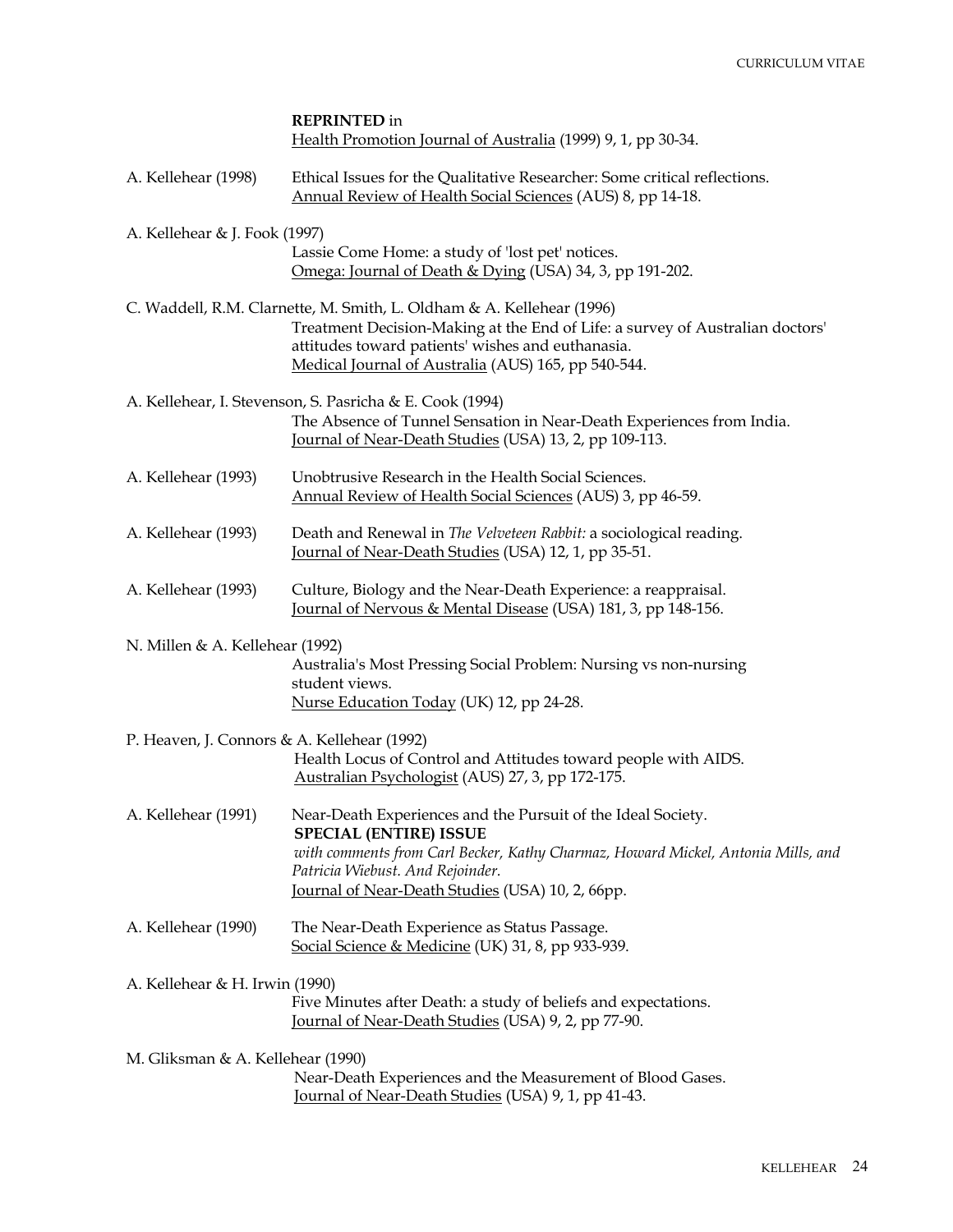**REPRINTED** in
Health Promotion Journal of Australia (1999) 9, 1, pp 30-34.

A. Kellehear (1998) Ethical Issues for the Qualitative Researcher: Some critical reflections. Annual Review of Health Social Sciences (AUS) 8, pp 14-18.

A. Kellehear & J. Fook (1997)
Lassie Come Home: a study of 'lost pet' notices.
Omega: Journal of Death & Dying (USA) 34, 3, pp 191-202.

C. Waddell, R.M. Clarnette, M. Smith, L. Oldham & A. Kellehear (1996)
Treatment Decision-Making at the End of Life: a survey of Australian doctors' attitudes toward patients' wishes and euthanasia.
Medical Journal of Australia (AUS) 165, pp 540-544.

A. Kellehear, I. Stevenson, S. Pasricha & E. Cook (1994)
The Absence of Tunnel Sensation in Near-Death Experiences from India.
Journal of Near-Death Studies (USA) 13, 2, pp 109-113.

A. Kellehear (1993) Unobtrusive Research in the Health Social Sciences.
Annual Review of Health Social Sciences (AUS) 3, pp 46-59.

A. Kellehear (1993) Death and Renewal in *The Velveteen Rabbit:* a sociological reading.
Journal of Near-Death Studies (USA) 12, 1, pp 35-51.

A. Kellehear (1993) Culture, Biology and the Near-Death Experience: a reappraisal.
Journal of Nervous & Mental Disease (USA) 181, 3, pp 148-156.

N. Millen & A. Kellehear (1992)
Australia's Most Pressing Social Problem: Nursing vs non-nursing student views.
Nurse Education Today (UK) 12, pp 24-28.

P. Heaven, J. Connors & A. Kellehear (1992)
Health Locus of Control and Attitudes toward people with AIDS.
Australian Psychologist (AUS) 27, 3, pp 172-175.

A. Kellehear (1991) Near-Death Experiences and the Pursuit of the Ideal Society.
**SPECIAL (ENTIRE) ISSUE**
*with comments from Carl Becker, Kathy Charmaz, Howard Mickel, Antonia Mills, and Patricia Wiebust. And Rejoinder.*
Journal of Near-Death Studies (USA) 10, 2, 66pp.

A. Kellehear (1990) The Near-Death Experience as Status Passage.
Social Science & Medicine (UK) 31, 8, pp 933-939.

A. Kellehear & H. Irwin (1990)
Five Minutes after Death: a study of beliefs and expectations.
Journal of Near-Death Studies (USA) 9, 2, pp 77-90.

M. Gliksman & A. Kellehear (1990)
Near-Death Experiences and the Measurement of Blood Gases.
Journal of Near-Death Studies (USA) 9, 1, pp 41-43.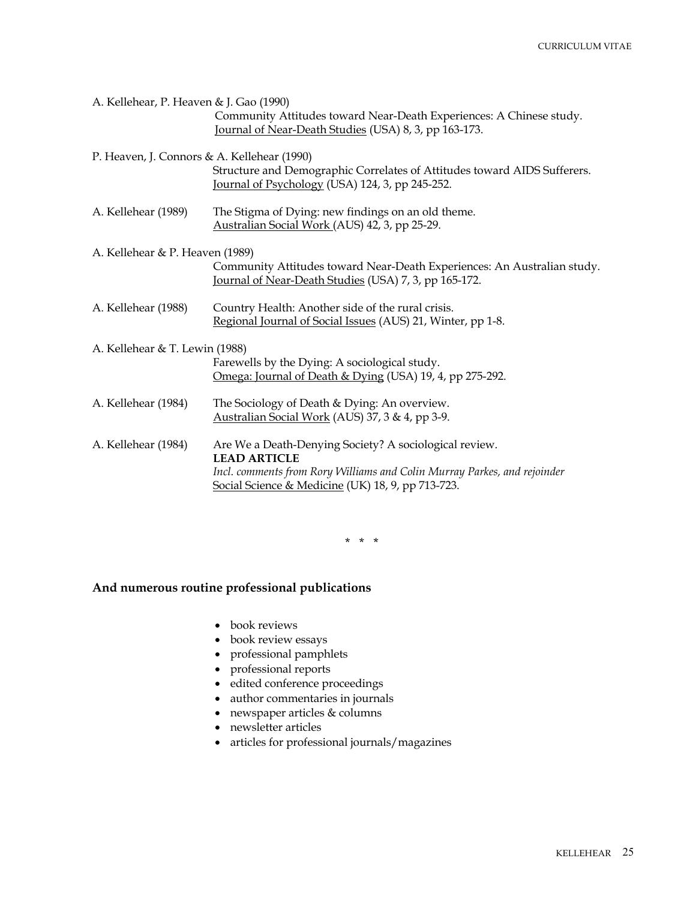A. Kellehear, P. Heaven & J. Gao (1990)
Community Attitudes toward Near-Death Experiences: A Chinese study.
Journal of Near-Death Studies (USA) 8, 3, pp 163-173.

P. Heaven, J. Connors & A. Kellehear (1990)
Structure and Demographic Correlates of Attitudes toward AIDS Sufferers.
Journal of Psychology (USA) 124, 3, pp 245-252.

A. Kellehear (1989) The Stigma of Dying: new findings on an old theme.
Australian Social Work (AUS) 42, 3, pp 25-29.

A. Kellehear & P. Heaven (1989)
Community Attitudes toward Near-Death Experiences: An Australian study.
Journal of Near-Death Studies (USA) 7, 3, pp 165-172.

A. Kellehear (1988) Country Health: Another side of the rural crisis.
Regional Journal of Social Issues (AUS) 21, Winter, pp 1-8.

A. Kellehear & T. Lewin (1988)
Farewells by the Dying: A sociological study.
Omega: Journal of Death & Dying (USA) 19, 4, pp 275-292.

A. Kellehear (1984) The Sociology of Death & Dying: An overview.
Australian Social Work (AUS) 37, 3 & 4, pp 3-9.

A. Kellehear (1984) Are We a Death-Denying Society? A sociological review.
**LEAD ARTICLE**
*Incl. comments from Rory Williams and Colin Murray Parkes, and rejoinder*
Social Science & Medicine (UK) 18, 9, pp 713-723.

\* \* \*

**And numerous routine professional publications**

- book reviews
- book review essays
- professional pamphlets
- professional reports
- edited conference proceedings
- author commentaries in journals
- newspaper articles & columns
- newsletter articles
- articles for professional journals/magazines